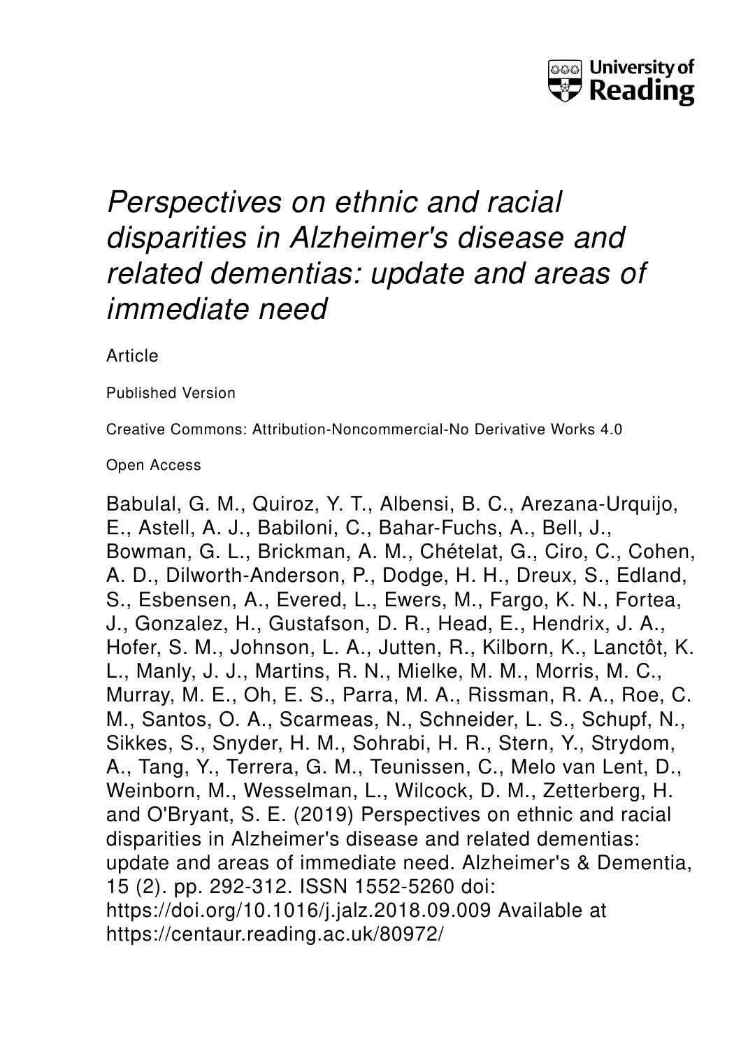University of Reading

# *Perspectives on ethnic and racial disparities in Alzheimer's disease and related dementias: update and areas of immediate need*

Article

Published Version

Creative Commons: Attribution-Noncommercial-No Derivative Works 4.0

Open Access

Babulal, G. M., Quiroz, Y. T., Albensi, B. C., Arezana-Urquijo, E., Astell, A. J., Babiloni, C., Bahar-Fuchs, A., Bell, J., Bowman, G. L., Brickman, A. M., Chételat, G., Ciro, C., Cohen, A. D., Dilworth-Anderson, P., Dodge, H. H., Dreux, S., Edland, S., Esbensen, A., Evered, L., Ewers, M., Fargo, K. N., Fortea, J., Gonzalez, H., Gustafson, D. R., Head, E., Hendrix, J. A., Hofer, S. M., Johnson, L. A., Jutten, R., Kilborn, K., Lanctôt, K. L., Manly, J. J., Martins, R. N., Mielke, M. M., Morris, M. C., Murray, M. E., Oh, E. S., Parra, M. A., Rissman, R. A., Roe, C. M., Santos, O. A., Scarmeas, N., Schneider, L. S., Schupf, N., Sikkes, S., Snyder, H. M., Sohrabi, H. R., Stern, Y., Strydom, A., Tang, Y., Terrera, G. M., Teunissen, C., Melo van Lent, D., Weinborn, M., Wesselman, L., Wilcock, D. M., Zetterberg, H. and O'Bryant, S. E. (2019) Perspectives on ethnic and racial disparities in Alzheimer's disease and related dementias: update and areas of immediate need. Alzheimer's & Dementia, 15 (2). pp. 292-312. ISSN 1552-5260 doi: https://doi.org/10.1016/j.jalz.2018.09.009 Available at https://centaur.reading.ac.uk/80972/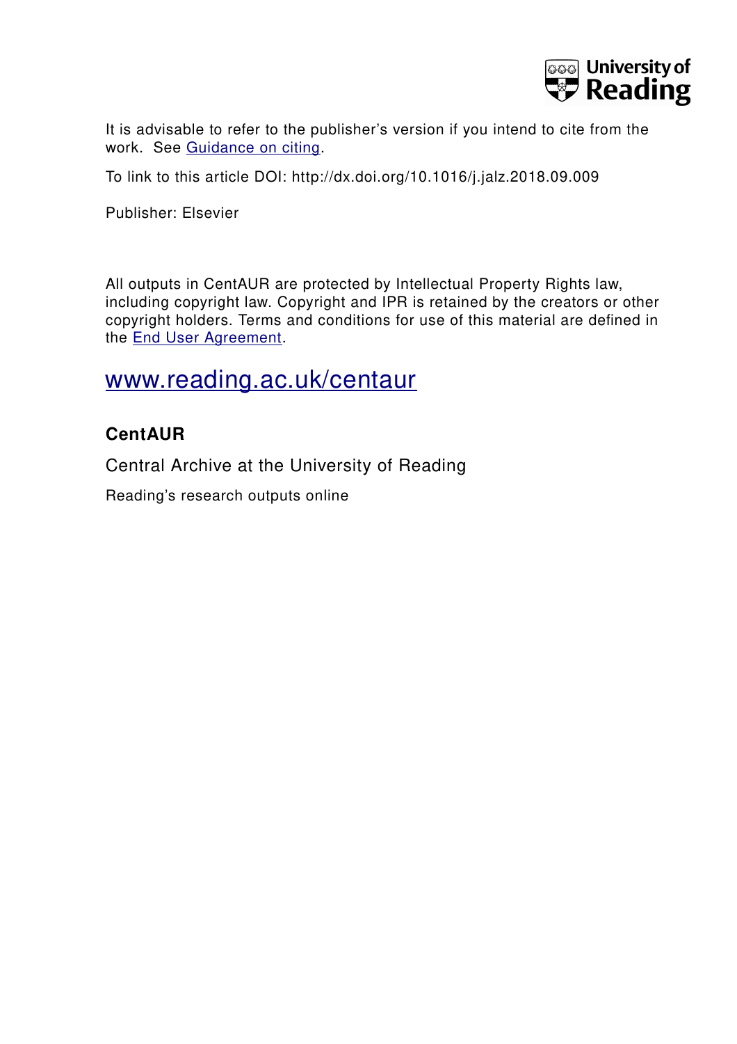It is advisable to refer to the publisher's version if you intend to cite from the work. See [Guidance on citing](Guidance on citing).

To link to this article DOI: http://dx.doi.org/10.1016/j.jalz.2018.09.009

Publisher: Elsevier

All outputs in CentAUR are protected by Intellectual Property Rights law, including copyright law. Copyright and IPR is retained by the creators or other copyright holders. Terms and conditions for use of this material are defined in the End User Agreement.

www.reading.ac.uk/centaur

## CentAUR

Central Archive at the University of Reading

Reading's research outputs online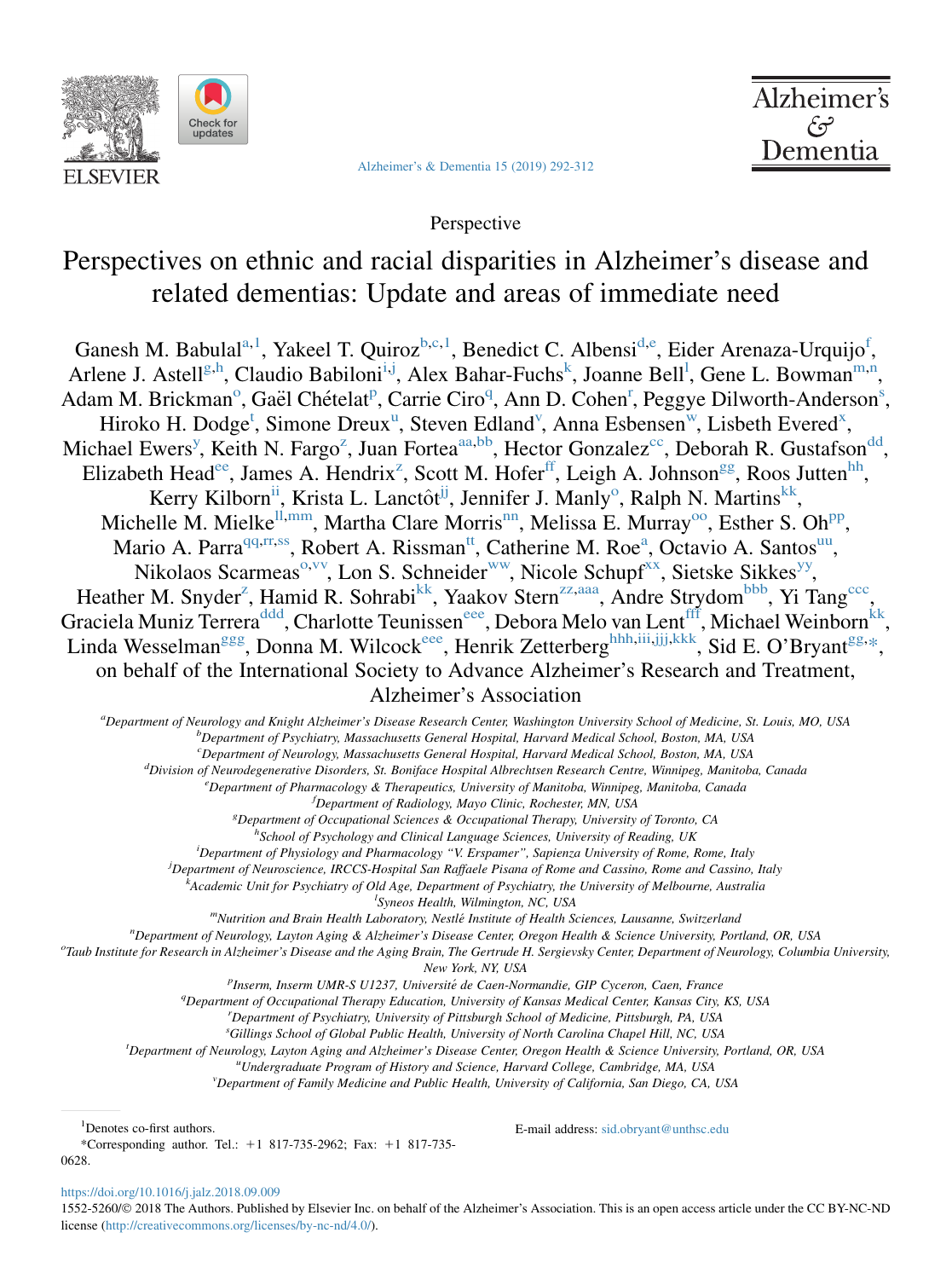Perspective

# Perspectives on ethnic and racial disparities in Alzheimer's disease and related dementias: Update and areas of immediate need

Ganesh M. Babulal[a,1], Yakeel T. Quiroz[b,c,1], Benedict C. Albensi[d,e], Eider Arenaza-Urquijo[f], Arlene J. Astell[g,h], Claudio Babiloni[i,j], Alex Bahar-Fuchs[k], Joanne Bell[l], Gene L. Bowman[m,n], Adam M. Brickman[o], Gaël Chételat[p], Carrie Ciro[q], Ann D. Cohen[r], Peggye Dilworth-Anderson[s], Hiroko H. Dodge[t], Simone Dreux[u], Steven Edland[v], Anna Esbensen[w], Lisbeth Evered[x], Michael Ewers[y], Keith N. Fargo[z], Juan Fortea[aa,bb], Hector Gonzalez[cc], Deborah R. Gustafson[dd], Elizabeth Head[ee], James A. Hendrix[z], Scott M. Hofer[ff], Leigh A. Johnson[gg], Roos Jutten[hh], Kerry Kilborn[ii], Krista L. Lanctôt[ij], Jennifer J. Manly[o], Ralph N. Martins[kk], Michelle M. Mielke[ll,mm], Martha Clare Morris[nn], Melissa E. Murray[oo], Esther S. Oh[pp], Mario A. Parra[qq,rr,ss], Robert A. Rissman[tt], Catherine M. Roe[a], Octavio A. Santos[uu], Nikolaos Scarmeas[o,vv], Lon S. Schneider[ww], Nicole Schupf[xx], Sietske Sikkes[yy], Heather M. Snyder[z], Hamid R. Sohrabi[kk], Yaakov Stern[zz,aaa], Andre Strydom[bbb], Yi Tang[ccc], Graciela Muniz Terrera[ddd], Charlotte Teunissen[eee], Debora Melo van Lent[fff], Michael Weinborn[kk], Linda Wesselman[ggg], Donna M. Wilcock[eee], Henrik Zetterberg[hhh,iii,jjj,kkk], Sid E. O'Bryant[gg,*], on behalf of the International Society to Advance Alzheimer's Research and Treatment, Alzheimer's Association

[a]Department of Neurology and Knight Alzheimer's Disease Research Center, Washington University School of Medicine, St. Louis, MO, USA
[b]Department of Psychiatry, Massachusetts General Hospital, Harvard Medical School, Boston, MA, USA
[c]Department of Neurology, Massachusetts General Hospital, Harvard Medical School, Boston, MA, USA
[d]Division of Neurodegenerative Disorders, St. Boniface Hospital Albrechtsen Research Centre, Winnipeg, Manitoba, Canada
[e]Department of Pharmacology & Therapeutics, University of Manitoba, Winnipeg, Manitoba, Canada
[f]Department of Radiology, Mayo Clinic, Rochester, MN, USA
[g]Department of Occupational Sciences & Occupational Therapy, University of Toronto, CA
[h]School of Psychology and Clinical Language Sciences, University of Reading, UK
[i]Department of Physiology and Pharmacology "V. Erspamer", Sapienza University of Rome, Rome, Italy
[j]Department of Neuroscience, IRCCS-Hospital San Raffaele Pisana of Rome and Cassino, Rome and Cassino, Italy
[k]Academic Unit for Psychiatry of Old Age, Department of Psychiatry, the University of Melbourne, Australia
[l]Syneos Health, Wilmington, NC, USA
[m]Nutrition and Brain Health Laboratory, Nestlé Institute of Health Sciences, Lausanne, Switzerland
[n]Department of Neurology, Layton Aging & Alzheimer's Disease Center, Oregon Health & Science University, Portland, OR, USA
[o]Taub Institute for Research in Alzheimer's Disease and the Aging Brain, The Gertrude H. Sergievsky Center, Department of Neurology, Columbia University, New York, NY, USA
[p]Inserm, Inserm UMR-S U1237, Université de Caen-Normandie, GIP Cyceron, Caen, France
[q]Department of Occupational Therapy Education, University of Kansas Medical Center, Kansas City, KS, USA
[r]Department of Psychiatry, University of Pittsburgh School of Medicine, Pittsburgh, PA, USA
[s]Gillings School of Global Public Health, University of North Carolina Chapel Hill, NC, USA
[t]Department of Neurology, Layton Aging and Alzheimer's Disease Center, Oregon Health & Science University, Portland, OR, USA
[u]Undergraduate Program of History and Science, Harvard College, Cambridge, MA, USA
[v]Department of Family Medicine and Public Health, University of California, San Diego, CA, USA

[1]Denotes co-first authors.
*Corresponding author. Tel.: +1 817-735-2962; Fax: +1 817-735-0628.
E-mail address: sid.obryant@unthsc.edu

https://doi.org/10.1016/j.jalz.2018.09.009
1552-5260/© 2018 The Authors. Published by Elsevier Inc. on behalf of the Alzheimer's Association. This is an open access article under the CC BY-NC-ND license (http://creativecommons.org/licenses/by-nc-nd/4.0/).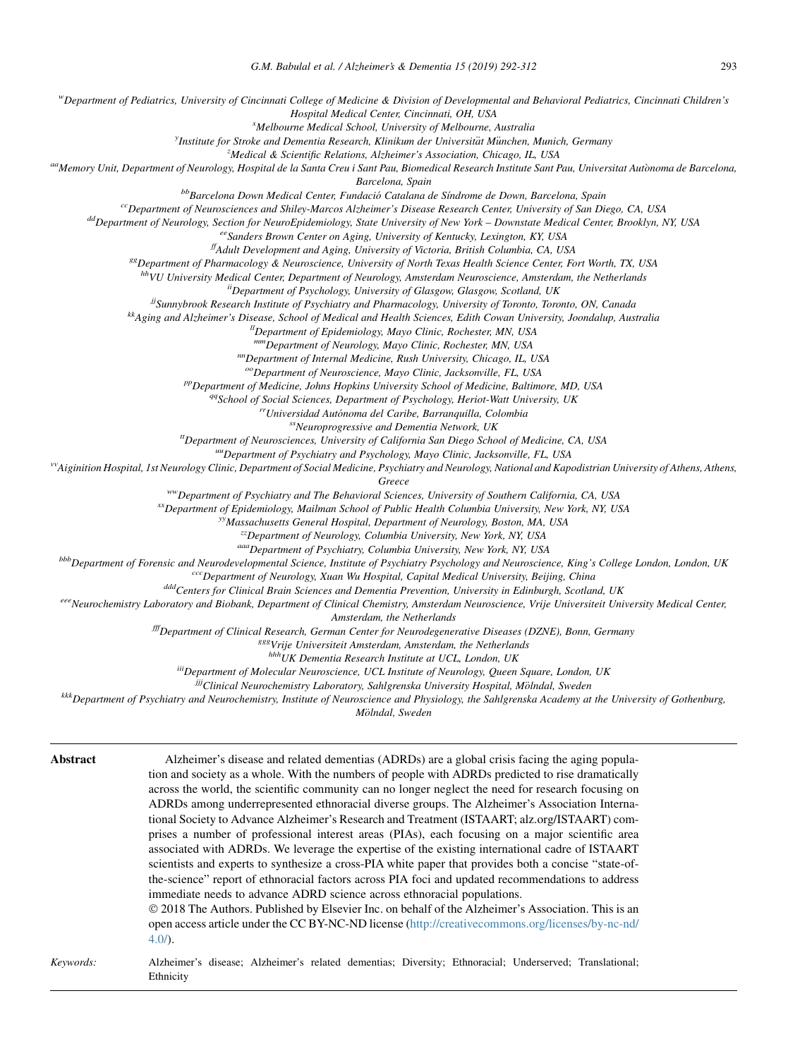[w]Department of Pediatrics, University of Cincinnati College of Medicine & Division of Developmental and Behavioral Pediatrics, Cincinnati Children's Hospital Medical Center, Cincinnati, OH, USA

[x]Melbourne Medical School, University of Melbourne, Australia

[y]Institute for Stroke and Dementia Research, Klinikum der Universität München, Munich, Germany

[z]Medical & Scientific Relations, Alzheimer's Association, Chicago, IL, USA

[aa]Memory Unit, Department of Neurology, Hospital de la Santa Creu i Sant Pau, Biomedical Research Institute Sant Pau, Universitat Autònoma de Barcelona, Barcelona, Spain

[bb]Barcelona Down Medical Center, Fundació Catalana de Síndrome de Down, Barcelona, Spain

[cc]Department of Neurosciences and Shiley-Marcos Alzheimer's Disease Research Center, University of San Diego, CA, USA

[dd]Department of Neurology, Section for NeuroEpidemiology, State University of New York – Downstate Medical Center, Brooklyn, NY, USA

[ee]Sanders Brown Center on Aging, University of Kentucky, Lexington, KY, USA

[ff]Adult Development and Aging, University of Victoria, British Columbia, CA, USA

[gg]Department of Pharmacology & Neuroscience, University of North Texas Health Science Center, Fort Worth, TX, USA

[hh]VU University Medical Center, Department of Neurology, Amsterdam Neuroscience, Amsterdam, the Netherlands

[ii]Department of Psychology, University of Glasgow, Glasgow, Scotland, UK

[jj]Sunnybrook Research Institute of Psychiatry and Pharmacology, University of Toronto, Toronto, ON, Canada

[kk]Aging and Alzheimer's Disease, School of Medical and Health Sciences, Edith Cowan University, Joondalup, Australia

[ll]Department of Epidemiology, Mayo Clinic, Rochester, MN, USA

[mm]Department of Neurology, Mayo Clinic, Rochester, MN, USA

[nn]Department of Internal Medicine, Rush University, Chicago, IL, USA

[oo]Department of Neuroscience, Mayo Clinic, Jacksonville, FL, USA

[pp]Department of Medicine, Johns Hopkins University School of Medicine, Baltimore, MD, USA

[qq]School of Social Sciences, Department of Psychology, Heriot-Watt University, UK

[rr]Universidad Autónoma del Caribe, Barranquilla, Colombia

[ss]Neuroprogressive and Dementia Network, UK

[tt]Department of Neurosciences, University of California San Diego School of Medicine, CA, USA

[uu]Department of Psychiatry and Psychology, Mayo Clinic, Jacksonville, FL, USA

[vv]Aiginition Hospital, 1st Neurology Clinic, Department of Social Medicine, Psychiatry and Neurology, National and Kapodistrian University of Athens, Athens, Greece

[ww]Department of Psychiatry and The Behavioral Sciences, University of Southern California, CA, USA

[xx]Department of Epidemiology, Mailman School of Public Health Columbia University, New York, NY, USA

[yy]Massachusetts General Hospital, Department of Neurology, Boston, MA, USA

[zz]Department of Neurology, Columbia University, New York, NY, USA

[aaa]Department of Psychiatry, Columbia University, New York, NY, USA

[bbb]Department of Forensic and Neurodevelopmental Science, Institute of Psychiatry Psychology and Neuroscience, King's College London, London, UK

[ccc]Department of Neurology, Xuan Wu Hospital, Capital Medical University, Beijing, China

[ddd]Centers for Clinical Brain Sciences and Dementia Prevention, University in Edinburgh, Scotland, UK

[eee]Neurochemistry Laboratory and Biobank, Department of Clinical Chemistry, Amsterdam Neuroscience, Vrije Universiteit University Medical Center, Amsterdam, the Netherlands

[fff]Department of Clinical Research, German Center for Neurodegenerative Diseases (DZNE), Bonn, Germany

[ggg]Vrije Universiteit Amsterdam, Amsterdam, the Netherlands

[hhh]UK Dementia Research Institute at UCL, London, UK

[iii]Department of Molecular Neuroscience, UCL Institute of Neurology, Queen Square, London, UK

[jjj]Clinical Neurochemistry Laboratory, Sahlgrenska University Hospital, Mölndal, Sweden

[kkk]Department of Psychiatry and Neurochemistry, Institute of Neuroscience and Physiology, the Sahlgrenska Academy at the University of Gothenburg, Mölndal, Sweden

**Abstract**

Alzheimer's disease and related dementias (ADRDs) are a global crisis facing the aging population and society as a whole. With the numbers of people with ADRDs predicted to rise dramatically across the world, the scientific community can no longer neglect the need for research focusing on ADRDs among underrepresented ethnoracial diverse groups. The Alzheimer's Association International Society to Advance Alzheimer's Research and Treatment (ISTAART; alz.org/ISTAART) comprises a number of professional interest areas (PIAs), each focusing on a major scientific area associated with ADRDs. We leverage the expertise of the existing international cadre of ISTAART scientists and experts to synthesize a cross-PIA white paper that provides both a concise "state-of-the-science" report of ethnoracial factors across PIA foci and updated recommendations to address immediate needs to advance ADRD science across ethnoracial populations.

© 2018 The Authors. Published by Elsevier Inc. on behalf of the Alzheimer's Association. This is an open access article under the CC BY-NC-ND license (http://creativecommons.org/licenses/by-nc-nd/4.0/).

*Keywords:* Alzheimer's disease; Alzheimer's related dementias; Diversity; Ethnoracial; Underserved; Translational; Ethnicity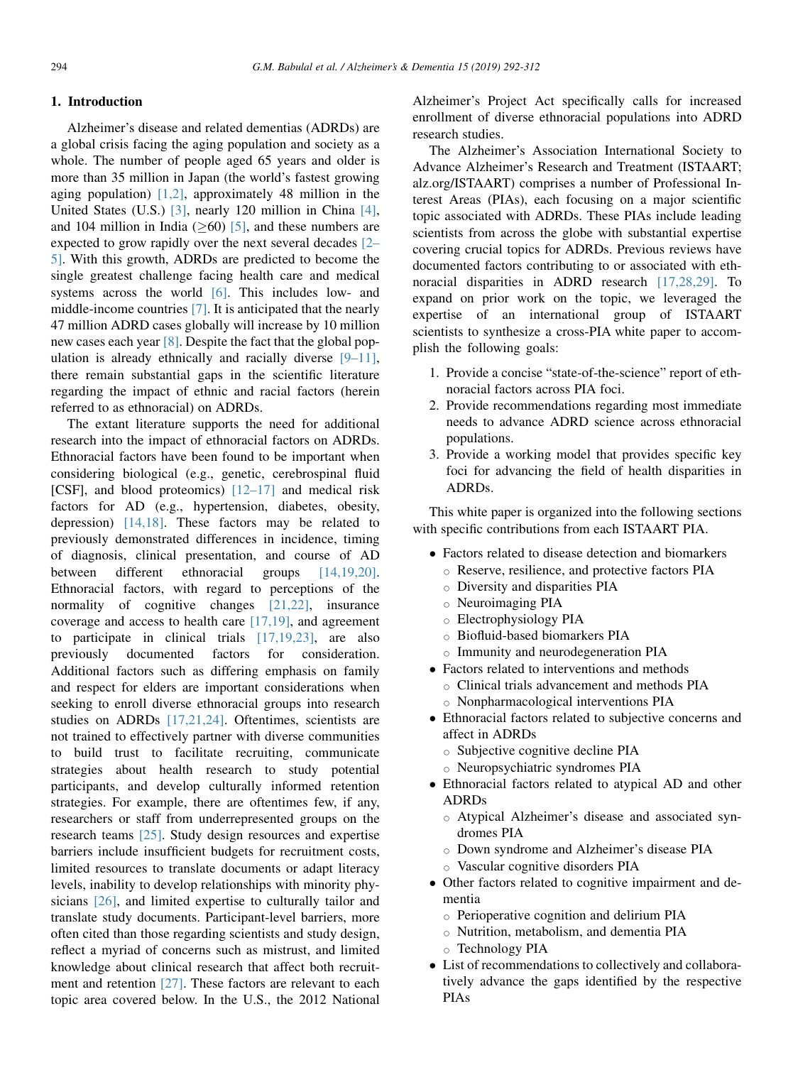## 1. Introduction

Alzheimer's disease and related dementias (ADRDs) are a global crisis facing the aging population and society as a whole. The number of people aged 65 years and older is more than 35 million in Japan (the world's fastest growing aging population) [1,2], approximately 48 million in the United States (U.S.) [3], nearly 120 million in China [4], and 104 million in India (≥60) [5], and these numbers are expected to grow rapidly over the next several decades [2–5]. With this growth, ADRDs are predicted to become the single greatest challenge facing health care and medical systems across the world [6]. This includes low- and middle-income countries [7]. It is anticipated that the nearly 47 million ADRD cases globally will increase by 10 million new cases each year [8]. Despite the fact that the global population is already ethnically and racially diverse [9–11], there remain substantial gaps in the scientific literature regarding the impact of ethnic and racial factors (herein referred to as ethnoracial) on ADRDs.

The extant literature supports the need for additional research into the impact of ethnoracial factors on ADRDs. Ethnoracial factors have been found to be important when considering biological (e.g., genetic, cerebrospinal fluid [CSF], and blood proteomics) [12–17] and medical risk factors for AD (e.g., hypertension, diabetes, obesity, depression) [14,18]. These factors may be related to previously demonstrated differences in incidence, timing of diagnosis, clinical presentation, and course of AD between different ethnoracial groups [14,19,20]. Ethnoracial factors, with regard to perceptions of the normality of cognitive changes [21,22], insurance coverage and access to health care [17,19], and agreement to participate in clinical trials [17,19,23], are also previously documented factors for consideration. Additional factors such as differing emphasis on family and respect for elders are important considerations when seeking to enroll diverse ethnoracial groups into research studies on ADRDs [17,21,24]. Oftentimes, scientists are not trained to effectively partner with diverse communities to build trust to facilitate recruiting, communicate strategies about health research to study potential participants, and develop culturally informed retention strategies. For example, there are oftentimes few, if any, researchers or staff from underrepresented groups on the research teams [25]. Study design resources and expertise barriers include insufficient budgets for recruitment costs, limited resources to translate documents or adapt literacy levels, inability to develop relationships with minority physicians [26], and limited expertise to culturally tailor and translate study documents. Participant-level barriers, more often cited than those regarding scientists and study design, reflect a myriad of concerns such as mistrust, and limited knowledge about clinical research that affect both recruitment and retention [27]. These factors are relevant to each topic area covered below. In the U.S., the 2012 National Alzheimer's Project Act specifically calls for increased enrollment of diverse ethnoracial populations into ADRD research studies.

The Alzheimer's Association International Society to Advance Alzheimer's Research and Treatment (ISTAART; alz.org/ISTAART) comprises a number of Professional Interest Areas (PIAs), each focusing on a major scientific topic associated with ADRDs. These PIAs include leading scientists from across the globe with substantial expertise covering crucial topics for ADRDs. Previous reviews have documented factors contributing to or associated with ethnoracial disparities in ADRD research [17,28,29]. To expand on prior work on the topic, we leveraged the expertise of an international group of ISTAART scientists to synthesize a cross-PIA white paper to accomplish the following goals:

1. Provide a concise "state-of-the-science" report of ethnoracial factors across PIA foci.
2. Provide recommendations regarding most immediate needs to advance ADRD science across ethnoracial populations.
3. Provide a working model that provides specific key foci for advancing the field of health disparities in ADRDs.

This white paper is organized into the following sections with specific contributions from each ISTAART PIA.

- Factors related to disease detection and biomarkers
  - Reserve, resilience, and protective factors PIA
  - Diversity and disparities PIA
  - Neuroimaging PIA
  - Electrophysiology PIA
  - Biofluid-based biomarkers PIA
  - Immunity and neurodegeneration PIA
- Factors related to interventions and methods
  - Clinical trials advancement and methods PIA
  - Nonpharmacological interventions PIA
- Ethnoracial factors related to subjective concerns and affect in ADRDs
  - Subjective cognitive decline PIA
  - Neuropsychiatric syndromes PIA
- Ethnoracial factors related to atypical AD and other ADRDs
  - Atypical Alzheimer's disease and associated syndromes PIA
  - Down syndrome and Alzheimer's disease PIA
  - Vascular cognitive disorders PIA
- Other factors related to cognitive impairment and dementia
  - Perioperative cognition and delirium PIA
  - Nutrition, metabolism, and dementia PIA
  - Technology PIA
- List of recommendations to collectively and collaboratively advance the gaps identified by the respective PIAs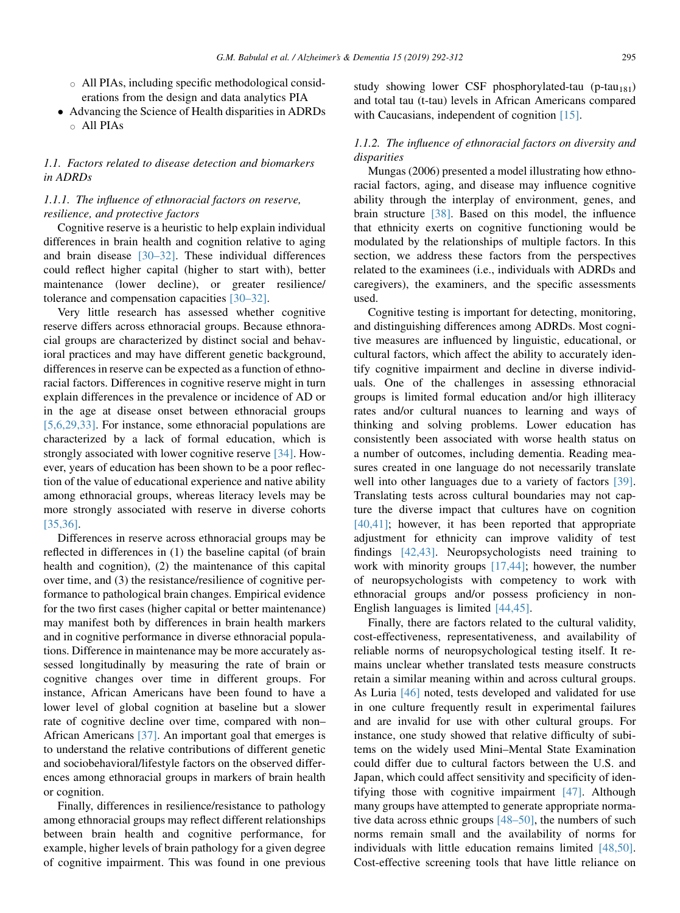- All PIAs, including specific methodological considerations from the design and data analytics PIA
- Advancing the Science of Health disparities in ADRDs
    - All PIAs

### 1.1. Factors related to disease detection and biomarkers in ADRDs

#### 1.1.1. The influence of ethnoracial factors on reserve, resilience, and protective factors

Cognitive reserve is a heuristic to help explain individual differences in brain health and cognition relative to aging and brain disease [30–32]. These individual differences could reflect higher capital (higher to start with), better maintenance (lower decline), or greater resilience/tolerance and compensation capacities [30–32].

Very little research has assessed whether cognitive reserve differs across ethnoracial groups. Because ethnoracial groups are characterized by distinct social and behavioral practices and may have different genetic background, differences in reserve can be expected as a function of ethnoracial factors. Differences in cognitive reserve might in turn explain differences in the prevalence or incidence of AD or in the age at disease onset between ethnoracial groups [5,6,29,33]. For instance, some ethnoracial populations are characterized by a lack of formal education, which is strongly associated with lower cognitive reserve [34]. However, years of education has been shown to be a poor reflection of the value of educational experience and native ability among ethnoracial groups, whereas literacy levels may be more strongly associated with reserve in diverse cohorts [35,36].

Differences in reserve across ethnoracial groups may be reflected in differences in (1) the baseline capital (of brain health and cognition), (2) the maintenance of this capital over time, and (3) the resistance/resilience of cognitive performance to pathological brain changes. Empirical evidence for the two first cases (higher capital or better maintenance) may manifest both by differences in brain health markers and in cognitive performance in diverse ethnoracial populations. Difference in maintenance may be more accurately assessed longitudinally by measuring the rate of brain or cognitive changes over time in different groups. For instance, African Americans have been found to have a lower level of global cognition at baseline but a slower rate of cognitive decline over time, compared with non–African Americans [37]. An important goal that emerges is to understand the relative contributions of different genetic and sociobehavioral/lifestyle factors on the observed differences among ethnoracial groups in markers of brain health or cognition.

Finally, differences in resilience/resistance to pathology among ethnoracial groups may reflect different relationships between brain health and cognitive performance, for example, higher levels of brain pathology for a given degree of cognitive impairment. This was found in one previous study showing lower CSF phosphorylated-tau (p-tau$_{181}$) and total tau (t-tau) levels in African Americans compared with Caucasians, independent of cognition [15].

#### 1.1.2. The influence of ethnoracial factors on diversity and disparities

Mungas (2006) presented a model illustrating how ethnoracial factors, aging, and disease may influence cognitive ability through the interplay of environment, genes, and brain structure [38]. Based on this model, the influence that ethnicity exerts on cognitive functioning would be modulated by the relationships of multiple factors. In this section, we address these factors from the perspectives related to the examinees (i.e., individuals with ADRDs and caregivers), the examiners, and the specific assessments used.

Cognitive testing is important for detecting, monitoring, and distinguishing differences among ADRDs. Most cognitive measures are influenced by linguistic, educational, or cultural factors, which affect the ability to accurately identify cognitive impairment and decline in diverse individuals. One of the challenges in assessing ethnoracial groups is limited formal education and/or high illiteracy rates and/or cultural nuances to learning and ways of thinking and solving problems. Lower education has consistently been associated with worse health status on a number of outcomes, including dementia. Reading measures created in one language do not necessarily translate well into other languages due to a variety of factors [39]. Translating tests across cultural boundaries may not capture the diverse impact that cultures have on cognition [40,41]; however, it has been reported that appropriate adjustment for ethnicity can improve validity of test findings [42,43]. Neuropsychologists need training to work with minority groups [17,44]; however, the number of neuropsychologists with competency to work with ethnoracial groups and/or possess proficiency in non-English languages is limited [44,45].

Finally, there are factors related to the cultural validity, cost-effectiveness, representativeness, and availability of reliable norms of neuropsychological testing itself. It remains unclear whether translated tests measure constructs retain a similar meaning within and across cultural groups. As Luria [46] noted, tests developed and validated for use in one culture frequently result in experimental failures and are invalid for use with other cultural groups. For instance, one study showed that relative difficulty of subitems on the widely used Mini–Mental State Examination could differ due to cultural factors between the U.S. and Japan, which could affect sensitivity and specificity of identifying those with cognitive impairment [47]. Although many groups have attempted to generate appropriate normative data across ethnic groups [48–50], the numbers of such norms remain small and the availability of norms for individuals with little education remains limited [48,50]. Cost-effective screening tools that have little reliance on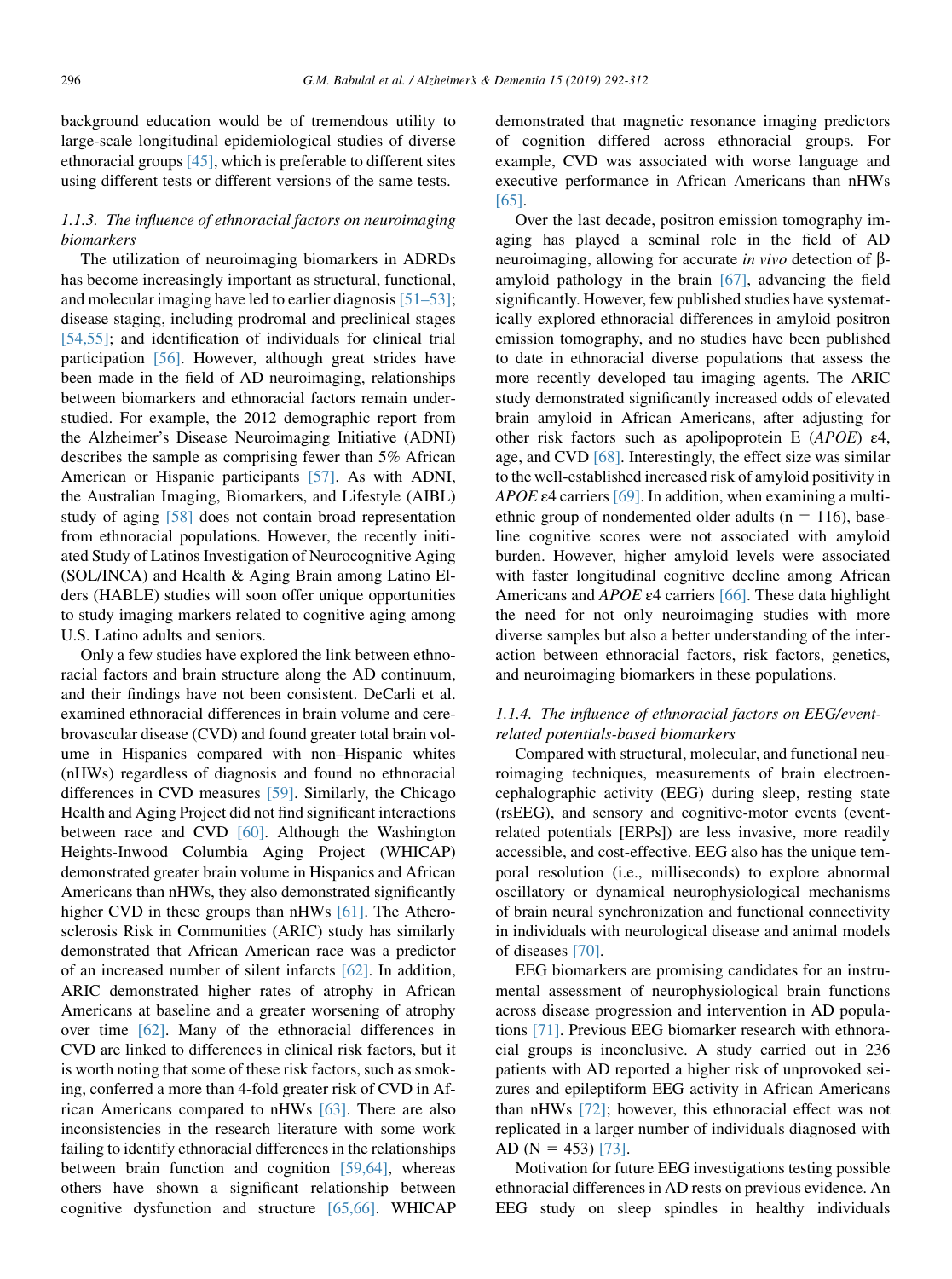background education would be of tremendous utility to large-scale longitudinal epidemiological studies of diverse ethnoracial groups [45], which is preferable to different sites using different tests or different versions of the same tests.

#### 1.1.3. The influence of ethnoracial factors on neuroimaging biomarkers

The utilization of neuroimaging biomarkers in ADRDs has become increasingly important as structural, functional, and molecular imaging have led to earlier diagnosis [51–53]; disease staging, including prodromal and preclinical stages [54,55]; and identification of individuals for clinical trial participation [56]. However, although great strides have been made in the field of AD neuroimaging, relationships between biomarkers and ethnoracial factors remain understudied. For example, the 2012 demographic report from the Alzheimer's Disease Neuroimaging Initiative (ADNI) describes the sample as comprising fewer than 5% African American or Hispanic participants [57]. As with ADNI, the Australian Imaging, Biomarkers, and Lifestyle (AIBL) study of aging [58] does not contain broad representation from ethnoracial populations. However, the recently initiated Study of Latinos Investigation of Neurocognitive Aging (SOL/INCA) and Health & Aging Brain among Latino Elders (HABLE) studies will soon offer unique opportunities to study imaging markers related to cognitive aging among U.S. Latino adults and seniors.

Only a few studies have explored the link between ethnoracial factors and brain structure along the AD continuum, and their findings have not been consistent. DeCarli et al. examined ethnoracial differences in brain volume and cerebrovascular disease (CVD) and found greater total brain volume in Hispanics compared with non–Hispanic whites (nHWs) regardless of diagnosis and found no ethnoracial differences in CVD measures [59]. Similarly, the Chicago Health and Aging Project did not find significant interactions between race and CVD [60]. Although the Washington Heights-Inwood Columbia Aging Project (WHICAP) demonstrated greater brain volume in Hispanics and African Americans than nHWs, they also demonstrated significantly higher CVD in these groups than nHWs [61]. The Atherosclerosis Risk in Communities (ARIC) study has similarly demonstrated that African American race was a predictor of an increased number of silent infarcts [62]. In addition, ARIC demonstrated higher rates of atrophy in African Americans at baseline and a greater worsening of atrophy over time [62]. Many of the ethnoracial differences in CVD are linked to differences in clinical risk factors, but it is worth noting that some of these risk factors, such as smoking, conferred a more than 4-fold greater risk of CVD in African Americans compared to nHWs [63]. There are also inconsistencies in the research literature with some work failing to identify ethnoracial differences in the relationships between brain function and cognition [59,64], whereas others have shown a significant relationship between cognitive dysfunction and structure [65,66]. WHICAP demonstrated that magnetic resonance imaging predictors of cognition differed across ethnoracial groups. For example, CVD was associated with worse language and executive performance in African Americans than nHWs [65].

Over the last decade, positron emission tomography imaging has played a seminal role in the field of AD neuroimaging, allowing for accurate *in vivo* detection of β-amyloid pathology in the brain [67], advancing the field significantly. However, few published studies have systematically explored ethnoracial differences in amyloid positron emission tomography, and no studies have been published to date in ethnoracial diverse populations that assess the more recently developed tau imaging agents. The ARIC study demonstrated significantly increased odds of elevated brain amyloid in African Americans, after adjusting for other risk factors such as apolipoprotein E (*APOE*) ε4, age, and CVD [68]. Interestingly, the effect size was similar to the well-established increased risk of amyloid positivity in *APOE* ε4 carriers [69]. In addition, when examining a multiethnic group of nondemented older adults (n = 116), baseline cognitive scores were not associated with amyloid burden. However, higher amyloid levels were associated with faster longitudinal cognitive decline among African Americans and *APOE* ε4 carriers [66]. These data highlight the need for not only neuroimaging studies with more diverse samples but also a better understanding of the interaction between ethnoracial factors, risk factors, genetics, and neuroimaging biomarkers in these populations.

#### 1.1.4. The influence of ethnoracial factors on EEG/event-related potentials-based biomarkers

Compared with structural, molecular, and functional neuroimaging techniques, measurements of brain electroencephalographic activity (EEG) during sleep, resting state (rsEEG), and sensory and cognitive-motor events (event-related potentials [ERPs]) are less invasive, more readily accessible, and cost-effective. EEG also has the unique temporal resolution (i.e., milliseconds) to explore abnormal oscillatory or dynamical neurophysiological mechanisms of brain neural synchronization and functional connectivity in individuals with neurological disease and animal models of diseases [70].

EEG biomarkers are promising candidates for an instrumental assessment of neurophysiological brain functions across disease progression and intervention in AD populations [71]. Previous EEG biomarker research with ethnoracial groups is inconclusive. A study carried out in 236 patients with AD reported a higher risk of unprovoked seizures and epileptiform EEG activity in African Americans than nHWs [72]; however, this ethnoracial effect was not replicated in a larger number of individuals diagnosed with AD (N = 453) [73].

Motivation for future EEG investigations testing possible ethnoracial differences in AD rests on previous evidence. An EEG study on sleep spindles in healthy individuals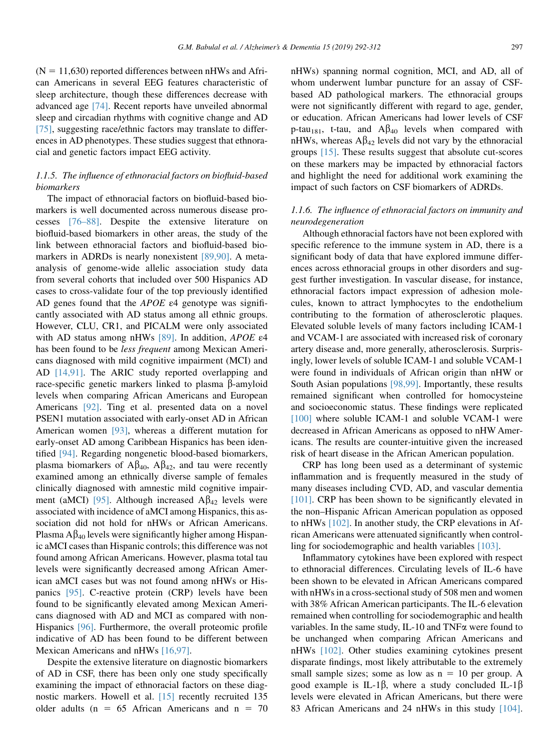(N = 11,630) reported differences between nHWs and African Americans in several EEG features characteristic of sleep architecture, though these differences decrease with advanced age [74]. Recent reports have unveiled abnormal sleep and circadian rhythms with cognitive change and AD [75], suggesting race/ethnic factors may translate to differences in AD phenotypes. These studies suggest that ethnoracial and genetic factors impact EEG activity.

#### 1.1.5. The influence of ethnoracial factors on biofluid-based biomarkers

The impact of ethnoracial factors on biofluid-based biomarkers is well documented across numerous disease processes [76–88]. Despite the extensive literature on biofluid-based biomarkers in other areas, the study of the link between ethnoracial factors and biofluid-based biomarkers in ADRDs is nearly nonexistent [89,90]. A meta-analysis of genome-wide allelic association study data from several cohorts that included over 500 Hispanics AD cases to cross-validate four of the top previously identified AD genes found that the *APOE* ε4 genotype was significantly associated with AD status among all ethnic groups. However, CLU, CR1, and PICALM were only associated with AD status among nHWs [89]. In addition, *APOE* ε4 has been found to be *less frequent* among Mexican Americans diagnosed with mild cognitive impairment (MCI) and AD [14,91]. The ARIC study reported overlapping and race-specific genetic markers linked to plasma β-amyloid levels when comparing African Americans and European Americans [92]. Ting et al. presented data on a novel PSEN1 mutation associated with early-onset AD in African American women [93], whereas a different mutation for early-onset AD among Caribbean Hispanics has been identified [94]. Regarding nongenetic blood-based biomarkers, plasma biomarkers of $A\beta_{40}$, $A\beta_{42}$, and tau were recently examined among an ethnically diverse sample of females clinically diagnosed with amnestic mild cognitive impairment (aMCI) [95]. Although increased $A\beta_{42}$ levels were associated with incidence of aMCI among Hispanics, this association did not hold for nHWs or African Americans. Plasma $A\beta_{40}$ levels were significantly higher among Hispanic aMCI cases than Hispanic controls; this difference was not found among African Americans. However, plasma total tau levels were significantly decreased among African American aMCI cases but was not found among nHWs or Hispanics [95]. C-reactive protein (CRP) levels have been found to be significantly elevated among Mexican Americans diagnosed with AD and MCI as compared with non-Hispanics [96]. Furthermore, the overall proteomic profile indicative of AD has been found to be different between Mexican Americans and nHWs [16,97].

Despite the extensive literature on diagnostic biomarkers of AD in CSF, there has been only one study specifically examining the impact of ethnoracial factors on these diagnostic markers. Howell et al. [15] recently recruited 135 older adults (n = 65 African Americans and n = 70 nHWs) spanning normal cognition, MCI, and AD, all of whom underwent lumbar puncture for an assay of CSF-based AD pathological markers. The ethnoracial groups were not significantly different with regard to age, gender, or education. African Americans had lower levels of CSF p-tau$_{181}$, t-tau, and $A\beta_{40}$ levels when compared with nHWs, whereas $A\beta_{42}$ levels did not vary by the ethnoracial groups [15]. These results suggest that absolute cut-scores on these markers may be impacted by ethnoracial factors and highlight the need for additional work examining the impact of such factors on CSF biomarkers of ADRDs.

#### 1.1.6. The influence of ethnoracial factors on immunity and neurodegeneration

Although ethnoracial factors have not been explored with specific reference to the immune system in AD, there is a significant body of data that have explored immune differences across ethnoracial groups in other disorders and suggest further investigation. In vascular disease, for instance, ethnoracial factors impact expression of adhesion molecules, known to attract lymphocytes to the endothelium contributing to the formation of atherosclerotic plaques. Elevated soluble levels of many factors including ICAM-1 and VCAM-1 are associated with increased risk of coronary artery disease and, more generally, atherosclerosis. Surprisingly, lower levels of soluble ICAM-1 and soluble VCAM-1 were found in individuals of African origin than nHW or South Asian populations [98,99]. Importantly, these results remained significant when controlled for homocysteine and socioeconomic status. These findings were replicated [100] where soluble ICAM-1 and soluble VCAM-1 were decreased in African Americans as opposed to nHW Americans. The results are counter-intuitive given the increased risk of heart disease in the African American population.

CRP has long been used as a determinant of systemic inflammation and is frequently measured in the study of many diseases including CVD, AD, and vascular dementia [101]. CRP has been shown to be significantly elevated in the non–Hispanic African American population as opposed to nHWs [102]. In another study, the CRP elevations in African Americans were attenuated significantly when controlling for sociodemographic and health variables [103].

Inflammatory cytokines have been explored with respect to ethnoracial differences. Circulating levels of IL-6 have been shown to be elevated in African Americans compared with nHWs in a cross-sectional study of 508 men and women with 38% African American participants. The IL-6 elevation remained when controlling for sociodemographic and health variables. In the same study, IL-10 and TNFα were found to be unchanged when comparing African Americans and nHWs [102]. Other studies examining cytokines present disparate findings, most likely attributable to the extremely small sample sizes; some as low as n = 10 per group. A good example is IL-1β, where a study concluded IL-1β levels were elevated in African Americans, but there were 83 African Americans and 24 nHWs in this study [104].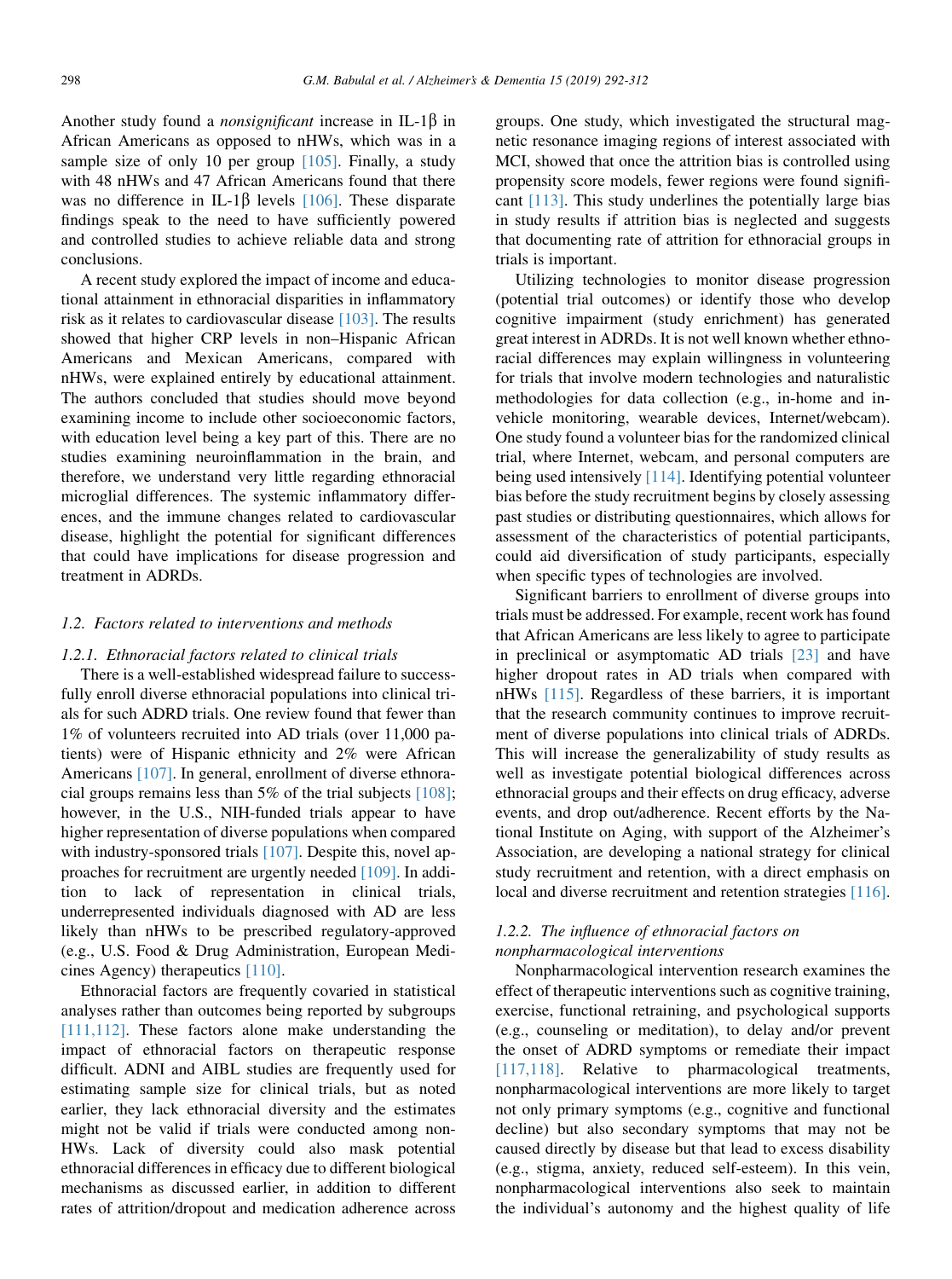Another study found a *nonsignificant* increase in IL-1β in African Americans as opposed to nHWs, which was in a sample size of only 10 per group [105]. Finally, a study with 48 nHWs and 47 African Americans found that there was no difference in IL-1β levels [106]. These disparate findings speak to the need to have sufficiently powered and controlled studies to achieve reliable data and strong conclusions.

A recent study explored the impact of income and educational attainment in ethnoracial disparities in inflammatory risk as it relates to cardiovascular disease [103]. The results showed that higher CRP levels in non–Hispanic African Americans and Mexican Americans, compared with nHWs, were explained entirely by educational attainment. The authors concluded that studies should move beyond examining income to include other socioeconomic factors, with education level being a key part of this. There are no studies examining neuroinflammation in the brain, and therefore, we understand very little regarding ethnoracial microglial differences. The systemic inflammatory differences, and the immune changes related to cardiovascular disease, highlight the potential for significant differences that could have implications for disease progression and treatment in ADRDs.

### *1.2. Factors related to interventions and methods*

#### *1.2.1. Ethnoracial factors related to clinical trials*

There is a well-established widespread failure to successfully enroll diverse ethnoracial populations into clinical trials for such ADRD trials. One review found that fewer than 1% of volunteers recruited into AD trials (over 11,000 patients) were of Hispanic ethnicity and 2% were African Americans [107]. In general, enrollment of diverse ethnoracial groups remains less than 5% of the trial subjects [108]; however, in the U.S., NIH-funded trials appear to have higher representation of diverse populations when compared with industry-sponsored trials [107]. Despite this, novel approaches for recruitment are urgently needed [109]. In addition to lack of representation in clinical trials, underrepresented individuals diagnosed with AD are less likely than nHWs to be prescribed regulatory-approved (e.g., U.S. Food & Drug Administration, European Medicines Agency) therapeutics [110].

Ethnoracial factors are frequently covaried in statistical analyses rather than outcomes being reported by subgroups [111,112]. These factors alone make understanding the impact of ethnoracial factors on therapeutic response difficult. ADNI and AIBL studies are frequently used for estimating sample size for clinical trials, but as noted earlier, they lack ethnoracial diversity and the estimates might not be valid if trials were conducted among non-HWs. Lack of diversity could also mask potential ethnoracial differences in efficacy due to different biological mechanisms as discussed earlier, in addition to different rates of attrition/dropout and medication adherence across groups. One study, which investigated the structural magnetic resonance imaging regions of interest associated with MCI, showed that once the attrition bias is controlled using propensity score models, fewer regions were found significant [113]. This study underlines the potentially large bias in study results if attrition bias is neglected and suggests that documenting rate of attrition for ethnoracial groups in trials is important.

Utilizing technologies to monitor disease progression (potential trial outcomes) or identify those who develop cognitive impairment (study enrichment) has generated great interest in ADRDs. It is not well known whether ethnoracial differences may explain willingness in volunteering for trials that involve modern technologies and naturalistic methodologies for data collection (e.g., in-home and in-vehicle monitoring, wearable devices, Internet/webcam). One study found a volunteer bias for the randomized clinical trial, where Internet, webcam, and personal computers are being used intensively [114]. Identifying potential volunteer bias before the study recruitment begins by closely assessing past studies or distributing questionnaires, which allows for assessment of the characteristics of potential participants, could aid diversification of study participants, especially when specific types of technologies are involved.

Significant barriers to enrollment of diverse groups into trials must be addressed. For example, recent work has found that African Americans are less likely to agree to participate in preclinical or asymptomatic AD trials [23] and have higher dropout rates in AD trials when compared with nHWs [115]. Regardless of these barriers, it is important that the research community continues to improve recruitment of diverse populations into clinical trials of ADRDs. This will increase the generalizability of study results as well as investigate potential biological differences across ethnoracial groups and their effects on drug efficacy, adverse events, and drop out/adherence. Recent efforts by the National Institute on Aging, with support of the Alzheimer's Association, are developing a national strategy for clinical study recruitment and retention, with a direct emphasis on local and diverse recruitment and retention strategies [116].

#### *1.2.2. The influence of ethnoracial factors on nonpharmacological interventions*

Nonpharmacological intervention research examines the effect of therapeutic interventions such as cognitive training, exercise, functional retraining, and psychological supports (e.g., counseling or meditation), to delay and/or prevent the onset of ADRD symptoms or remediate their impact [117,118]. Relative to pharmacological treatments, nonpharmacological interventions are more likely to target not only primary symptoms (e.g., cognitive and functional decline) but also secondary symptoms that may not be caused directly by disease but that lead to excess disability (e.g., stigma, anxiety, reduced self-esteem). In this vein, nonpharmacological interventions also seek to maintain the individual's autonomy and the highest quality of life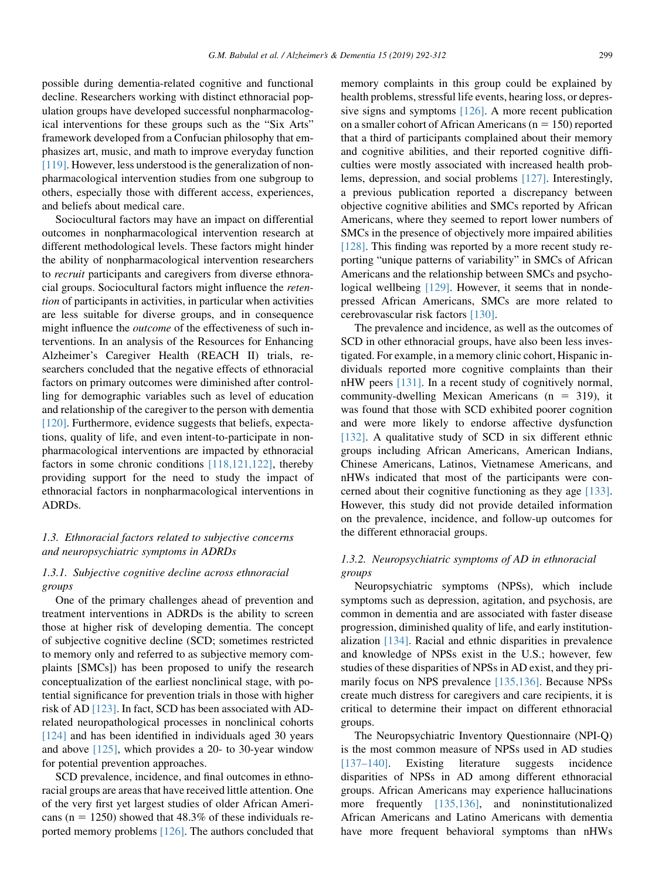possible during dementia-related cognitive and functional decline. Researchers working with distinct ethnoracial population groups have developed successful nonpharmacological interventions for these groups such as the "Six Arts" framework developed from a Confucian philosophy that emphasizes art, music, and math to improve everyday function [119]. However, less understood is the generalization of nonpharmacological intervention studies from one subgroup to others, especially those with different access, experiences, and beliefs about medical care.

Sociocultural factors may have an impact on differential outcomes in nonpharmacological intervention research at different methodological levels. These factors might hinder the ability of nonpharmacological intervention researchers to *recruit* participants and caregivers from diverse ethnoracial groups. Sociocultural factors might influence the *retention* of participants in activities, in particular when activities are less suitable for diverse groups, and in consequence might influence the *outcome* of the effectiveness of such interventions. In an analysis of the Resources for Enhancing Alzheimer's Caregiver Health (REACH II) trials, researchers concluded that the negative effects of ethnoracial factors on primary outcomes were diminished after controlling for demographic variables such as level of education and relationship of the caregiver to the person with dementia [120]. Furthermore, evidence suggests that beliefs, expectations, quality of life, and even intent-to-participate in nonpharmacological interventions are impacted by ethnoracial factors in some chronic conditions [118,121,122], thereby providing support for the need to study the impact of ethnoracial factors in nonpharmacological interventions in ADRDs.

### 1.3. Ethnoracial factors related to subjective concerns and neuropsychiatric symptoms in ADRDs

#### 1.3.1. Subjective cognitive decline across ethnoracial groups

One of the primary challenges ahead of prevention and treatment interventions in ADRDs is the ability to screen those at higher risk of developing dementia. The concept of subjective cognitive decline (SCD; sometimes restricted to memory only and referred to as subjective memory complaints [SMCs]) has been proposed to unify the research conceptualization of the earliest nonclinical stage, with potential significance for prevention trials in those with higher risk of AD [123]. In fact, SCD has been associated with AD-related neuropathological processes in nonclinical cohorts [124] and has been identified in individuals aged 30 years and above [125], which provides a 20- to 30-year window for potential prevention approaches.

SCD prevalence, incidence, and final outcomes in ethnoracial groups are areas that have received little attention. One of the very first yet largest studies of older African Americans (n = 1250) showed that 48.3% of these individuals reported memory problems [126]. The authors concluded that memory complaints in this group could be explained by health problems, stressful life events, hearing loss, or depressive signs and symptoms [126]. A more recent publication on a smaller cohort of African Americans (n = 150) reported that a third of participants complained about their memory and cognitive abilities, and their reported cognitive difficulties were mostly associated with increased health problems, depression, and social problems [127]. Interestingly, a previous publication reported a discrepancy between objective cognitive abilities and SMCs reported by African Americans, where they seemed to report lower numbers of SMCs in the presence of objectively more impaired abilities [128]. This finding was reported by a more recent study reporting "unique patterns of variability" in SMCs of African Americans and the relationship between SMCs and psychological wellbeing [129]. However, it seems that in nondepressed African Americans, SMCs are more related to cerebrovascular risk factors [130].

The prevalence and incidence, as well as the outcomes of SCD in other ethnoracial groups, have also been less investigated. For example, in a memory clinic cohort, Hispanic individuals reported more cognitive complaints than their nHW peers [131]. In a recent study of cognitively normal, community-dwelling Mexican Americans (n = 319), it was found that those with SCD exhibited poorer cognition and were more likely to endorse affective dysfunction [132]. A qualitative study of SCD in six different ethnic groups including African Americans, American Indians, Chinese Americans, Latinos, Vietnamese Americans, and nHWs indicated that most of the participants were concerned about their cognitive functioning as they age [133]. However, this study did not provide detailed information on the prevalence, incidence, and follow-up outcomes for the different ethnoracial groups.

#### 1.3.2. Neuropsychiatric symptoms of AD in ethnoracial groups

Neuropsychiatric symptoms (NPSs), which include symptoms such as depression, agitation, and psychosis, are common in dementia and are associated with faster disease progression, diminished quality of life, and early institutionalization [134]. Racial and ethnic disparities in prevalence and knowledge of NPSs exist in the U.S.; however, few studies of these disparities of NPSs in AD exist, and they primarily focus on NPS prevalence [135,136]. Because NPSs create much distress for caregivers and care recipients, it is critical to determine their impact on different ethnoracial groups.

The Neuropsychiatric Inventory Questionnaire (NPI-Q) is the most common measure of NPSs used in AD studies [137–140]. Existing literature suggests incidence disparities of NPSs in AD among different ethnoracial groups. African Americans may experience hallucinations more frequently [135,136], and noninstitutionalized African Americans and Latino Americans with dementia have more frequent behavioral symptoms than nHWs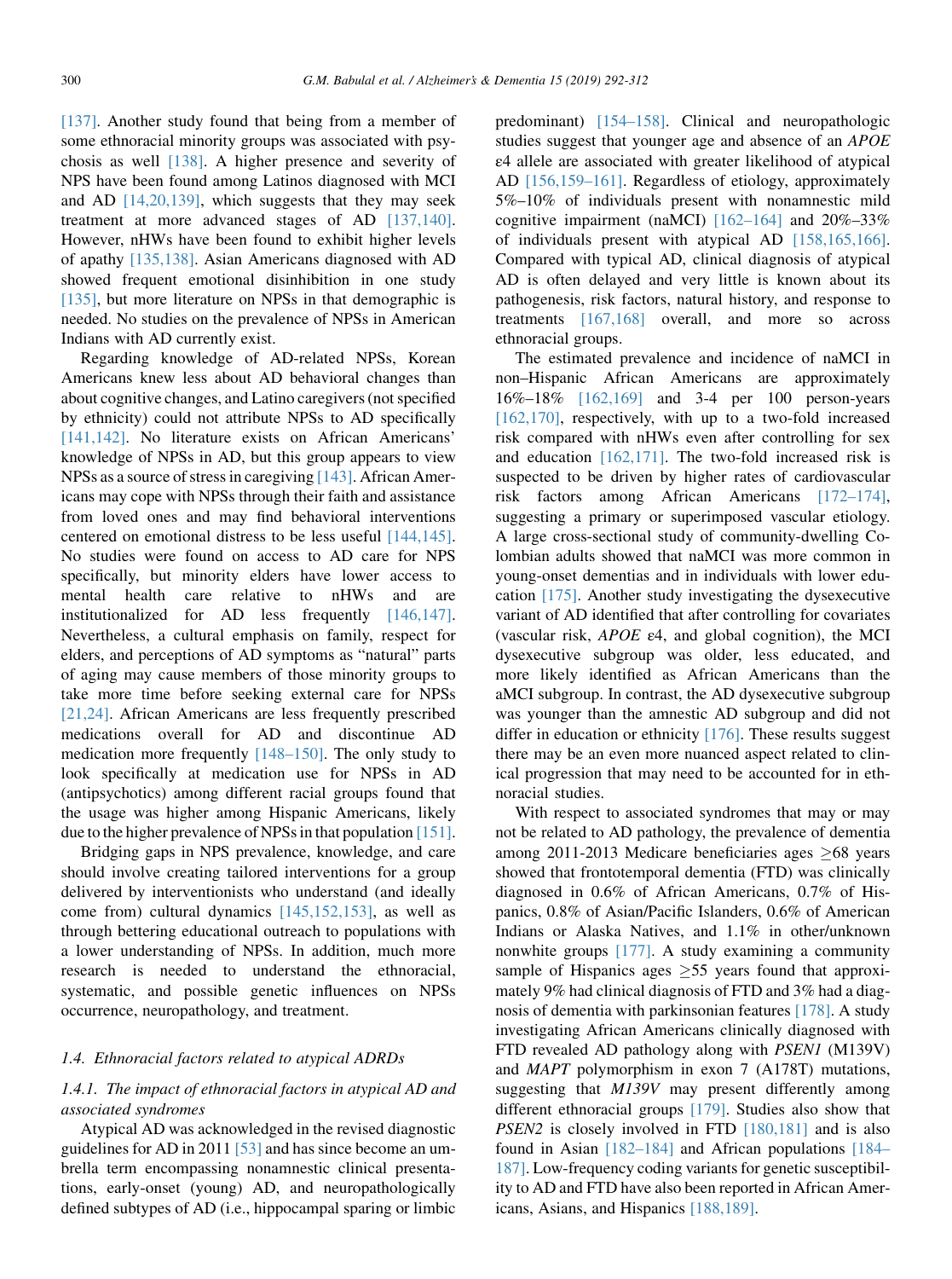[137]. Another study found that being from a member of some ethnoracial minority groups was associated with psychosis as well [138]. A higher presence and severity of NPS have been found among Latinos diagnosed with MCI and AD [14,20,139], which suggests that they may seek treatment at more advanced stages of AD [137,140]. However, nHWs have been found to exhibit higher levels of apathy [135,138]. Asian Americans diagnosed with AD showed frequent emotional disinhibition in one study [135], but more literature on NPSs in that demographic is needed. No studies on the prevalence of NPSs in American Indians with AD currently exist.

Regarding knowledge of AD-related NPSs, Korean Americans knew less about AD behavioral changes than about cognitive changes, and Latino caregivers (not specified by ethnicity) could not attribute NPSs to AD specifically [141,142]. No literature exists on African Americans' knowledge of NPSs in AD, but this group appears to view NPSs as a source of stress in caregiving [143]. African Americans may cope with NPSs through their faith and assistance from loved ones and may find behavioral interventions centered on emotional distress to be less useful [144,145]. No studies were found on access to AD care for NPS specifically, but minority elders have lower access to mental health care relative to nHWs and are institutionalized for AD less frequently [146,147]. Nevertheless, a cultural emphasis on family, respect for elders, and perceptions of AD symptoms as "natural" parts of aging may cause members of those minority groups to take more time before seeking external care for NPSs [21,24]. African Americans are less frequently prescribed medications overall for AD and discontinue AD medication more frequently [148–150]. The only study to look specifically at medication use for NPSs in AD (antipsychotics) among different racial groups found that the usage was higher among Hispanic Americans, likely due to the higher prevalence of NPSs in that population [151].

Bridging gaps in NPS prevalence, knowledge, and care should involve creating tailored interventions for a group delivered by interventionists who understand (and ideally come from) cultural dynamics [145,152,153], as well as through bettering educational outreach to populations with a lower understanding of NPSs. In addition, much more research is needed to understand the ethnoracial, systematic, and possible genetic influences on NPSs occurrence, neuropathology, and treatment.

### *1.4. Ethnoracial factors related to atypical ADRDs*

#### *1.4.1. The impact of ethnoracial factors in atypical AD and associated syndromes*

Atypical AD was acknowledged in the revised diagnostic guidelines for AD in 2011 [53] and has since become an umbrella term encompassing nonamnestic clinical presentations, early-onset (young) AD, and neuropathologically defined subtypes of AD (i.e., hippocampal sparing or limbic predominant) [154–158]. Clinical and neuropathologic studies suggest that younger age and absence of an *APOE* ε4 allele are associated with greater likelihood of atypical AD [156,159–161]. Regardless of etiology, approximately 5%–10% of individuals present with nonamnestic mild cognitive impairment (naMCI) [162–164] and 20%–33% of individuals present with atypical AD [158,165,166]. Compared with typical AD, clinical diagnosis of atypical AD is often delayed and very little is known about its pathogenesis, risk factors, natural history, and response to treatments [167,168] overall, and more so across ethnoracial groups.

The estimated prevalence and incidence of naMCI in non–Hispanic African Americans are approximately 16%–18% [162,169] and 3-4 per 100 person-years [162,170], respectively, with up to a two-fold increased risk compared with nHWs even after controlling for sex and education [162,171]. The two-fold increased risk is suspected to be driven by higher rates of cardiovascular risk factors among African Americans [172–174], suggesting a primary or superimposed vascular etiology. A large cross-sectional study of community-dwelling Colombian adults showed that naMCI was more common in young-onset dementias and in individuals with lower education [175]. Another study investigating the dysexecutive variant of AD identified that after controlling for covariates (vascular risk, *APOE* ε4, and global cognition), the MCI dysexecutive subgroup was older, less educated, and more likely identified as African Americans than the aMCI subgroup. In contrast, the AD dysexecutive subgroup was younger than the amnestic AD subgroup and did not differ in education or ethnicity [176]. These results suggest there may be an even more nuanced aspect related to clinical progression that may need to be accounted for in ethnoracial studies.

With respect to associated syndromes that may or may not be related to AD pathology, the prevalence of dementia among 2011-2013 Medicare beneficiaries ages ≥68 years showed that frontotemporal dementia (FTD) was clinically diagnosed in 0.6% of African Americans, 0.7% of Hispanics, 0.8% of Asian/Pacific Islanders, 0.6% of American Indians or Alaska Natives, and 1.1% in other/unknown nonwhite groups [177]. A study examining a community sample of Hispanics ages ≥55 years found that approximately 9% had clinical diagnosis of FTD and 3% had a diagnosis of dementia with parkinsonian features [178]. A study investigating African Americans clinically diagnosed with FTD revealed AD pathology along with *PSEN1* (M139V) and *MAPT* polymorphism in exon 7 (A178T) mutations, suggesting that *M139V* may present differently among different ethnoracial groups [179]. Studies also show that *PSEN2* is closely involved in FTD [180,181] and is also found in Asian [182–184] and African populations [184–187]. Low-frequency coding variants for genetic susceptibility to AD and FTD have also been reported in African Americans, Asians, and Hispanics [188,189].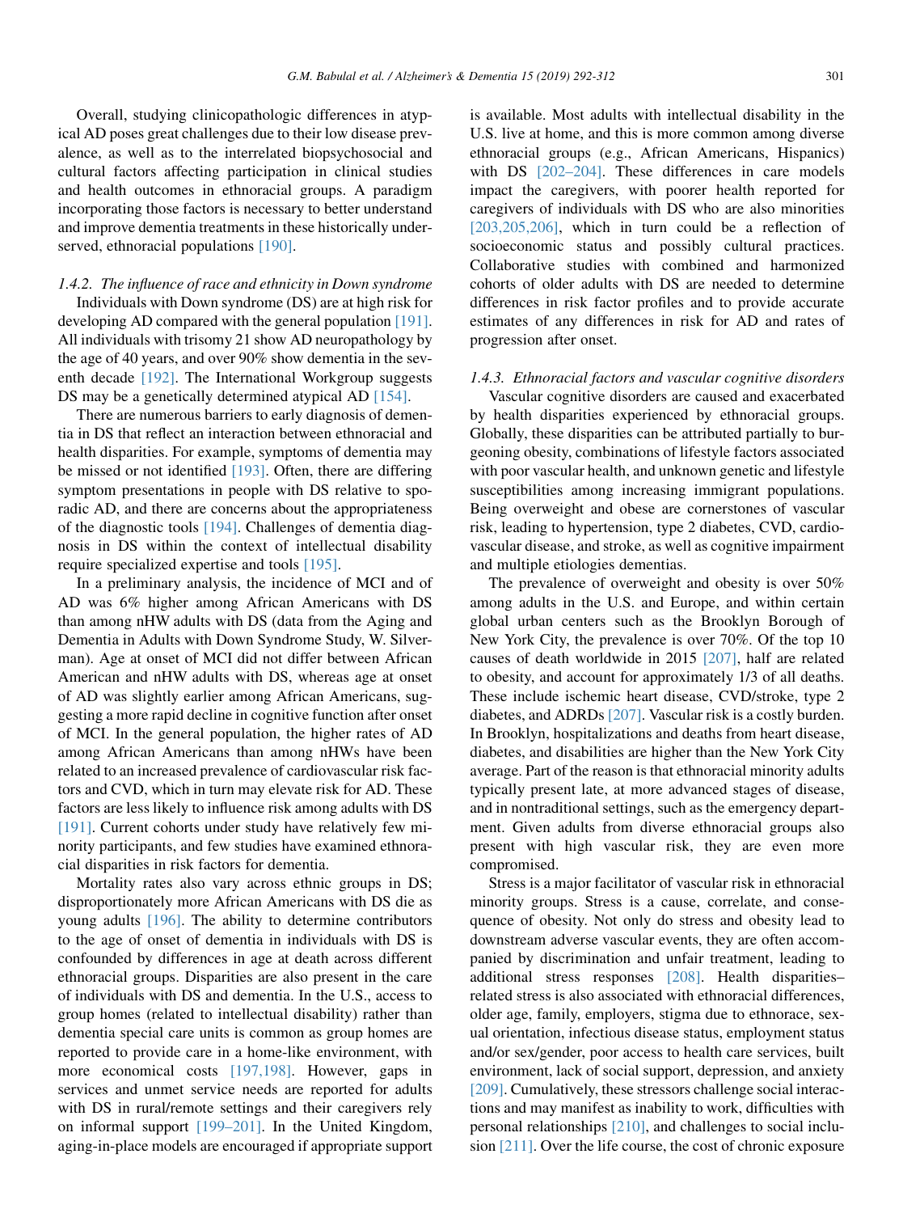Overall, studying clinicopathologic differences in atypical AD poses great challenges due to their low disease prevalence, as well as to the interrelated biopsychosocial and cultural factors affecting participation in clinical studies and health outcomes in ethnoracial groups. A paradigm incorporating those factors is necessary to better understand and improve dementia treatments in these historically underserved, ethnoracial populations [190].

### 1.4.2. The influence of race and ethnicity in Down syndrome

Individuals with Down syndrome (DS) are at high risk for developing AD compared with the general population [191]. All individuals with trisomy 21 show AD neuropathology by the age of 40 years, and over 90% show dementia in the seventh decade [192]. The International Workgroup suggests DS may be a genetically determined atypical AD [154].

There are numerous barriers to early diagnosis of dementia in DS that reflect an interaction between ethnoracial and health disparities. For example, symptoms of dementia may be missed or not identified [193]. Often, there are differing symptom presentations in people with DS relative to sporadic AD, and there are concerns about the appropriateness of the diagnostic tools [194]. Challenges of dementia diagnosis in DS within the context of intellectual disability require specialized expertise and tools [195].

In a preliminary analysis, the incidence of MCI and of AD was 6% higher among African Americans with DS than among nHW adults with DS (data from the Aging and Dementia in Adults with Down Syndrome Study, W. Silverman). Age at onset of MCI did not differ between African American and nHW adults with DS, whereas age at onset of AD was slightly earlier among African Americans, suggesting a more rapid decline in cognitive function after onset of MCI. In the general population, the higher rates of AD among African Americans than among nHWs have been related to an increased prevalence of cardiovascular risk factors and CVD, which in turn may elevate risk for AD. These factors are less likely to influence risk among adults with DS [191]. Current cohorts under study have relatively few minority participants, and few studies have examined ethnoracial disparities in risk factors for dementia.

Mortality rates also vary across ethnic groups in DS; disproportionately more African Americans with DS die as young adults [196]. The ability to determine contributors to the age of onset of dementia in individuals with DS is confounded by differences in age at death across different ethnoracial groups. Disparities are also present in the care of individuals with DS and dementia. In the U.S., access to group homes (related to intellectual disability) rather than dementia special care units is common as group homes are reported to provide care in a home-like environment, with more economical costs [197,198]. However, gaps in services and unmet service needs are reported for adults with DS in rural/remote settings and their caregivers rely on informal support [199–201]. In the United Kingdom, aging-in-place models are encouraged if appropriate support is available. Most adults with intellectual disability in the U.S. live at home, and this is more common among diverse ethnoracial groups (e.g., African Americans, Hispanics) with DS [202–204]. These differences in care models impact the caregivers, with poorer health reported for caregivers of individuals with DS who are also minorities [203,205,206], which in turn could be a reflection of socioeconomic status and possibly cultural practices. Collaborative studies with combined and harmonized cohorts of older adults with DS are needed to determine differences in risk factor profiles and to provide accurate estimates of any differences in risk for AD and rates of progression after onset.

### 1.4.3. Ethnoracial factors and vascular cognitive disorders

Vascular cognitive disorders are caused and exacerbated by health disparities experienced by ethnoracial groups. Globally, these disparities can be attributed partially to burgeoning obesity, combinations of lifestyle factors associated with poor vascular health, and unknown genetic and lifestyle susceptibilities among increasing immigrant populations. Being overweight and obese are cornerstones of vascular risk, leading to hypertension, type 2 diabetes, CVD, cardiovascular disease, and stroke, as well as cognitive impairment and multiple etiologies dementias.

The prevalence of overweight and obesity is over 50% among adults in the U.S. and Europe, and within certain global urban centers such as the Brooklyn Borough of New York City, the prevalence is over 70%. Of the top 10 causes of death worldwide in 2015 [207], half are related to obesity, and account for approximately 1/3 of all deaths. These include ischemic heart disease, CVD/stroke, type 2 diabetes, and ADRDs [207]. Vascular risk is a costly burden. In Brooklyn, hospitalizations and deaths from heart disease, diabetes, and disabilities are higher than the New York City average. Part of the reason is that ethnoracial minority adults typically present late, at more advanced stages of disease, and in nontraditional settings, such as the emergency department. Given adults from diverse ethnoracial groups also present with high vascular risk, they are even more compromised.

Stress is a major facilitator of vascular risk in ethnoracial minority groups. Stress is a cause, correlate, and consequence of obesity. Not only do stress and obesity lead to downstream adverse vascular events, they are often accompanied by discrimination and unfair treatment, leading to additional stress responses [208]. Health disparities–related stress is also associated with ethnoracial differences, older age, family, employers, stigma due to ethnorace, sexual orientation, infectious disease status, employment status and/or sex/gender, poor access to health care services, built environment, lack of social support, depression, and anxiety [209]. Cumulatively, these stressors challenge social interactions and may manifest as inability to work, difficulties with personal relationships [210], and challenges to social inclusion [211]. Over the life course, the cost of chronic exposure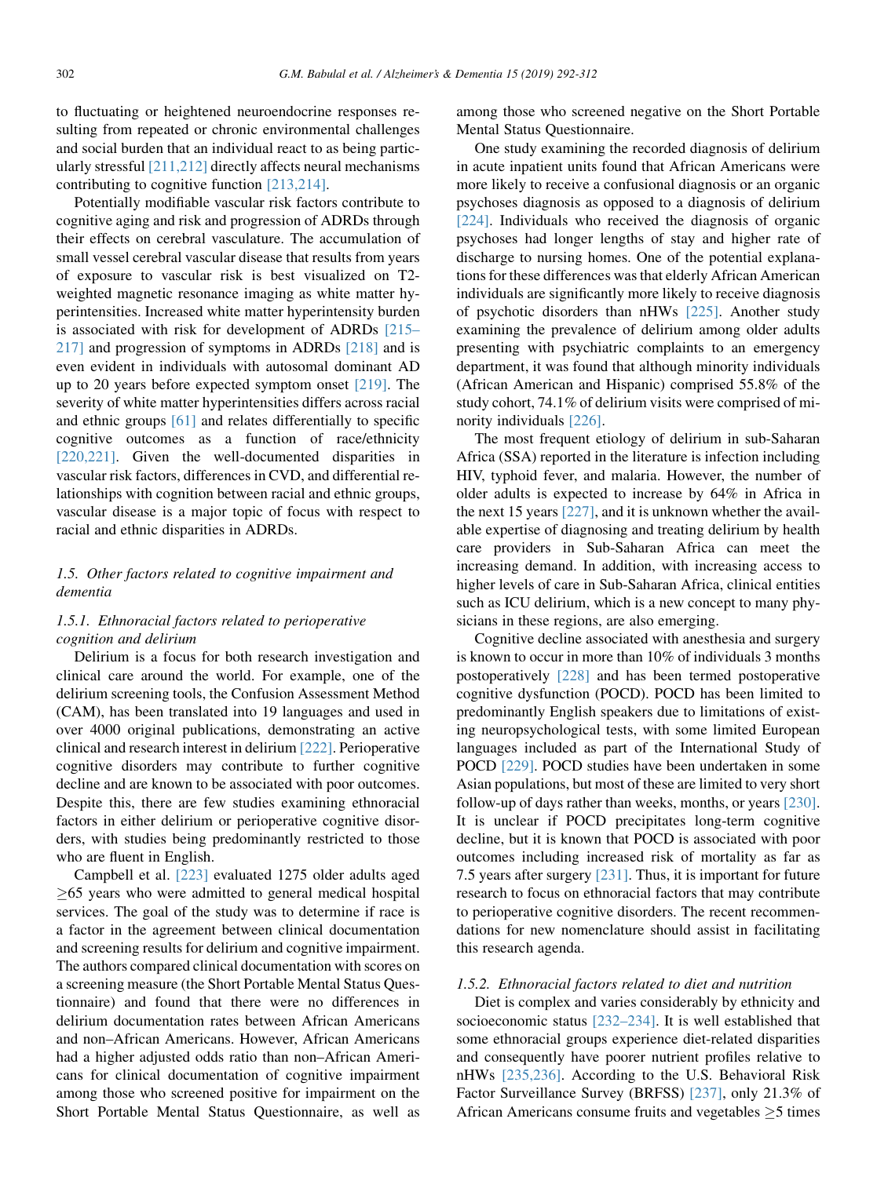to fluctuating or heightened neuroendocrine responses resulting from repeated or chronic environmental challenges and social burden that an individual react to as being particularly stressful [211,212] directly affects neural mechanisms contributing to cognitive function [213,214].

Potentially modifiable vascular risk factors contribute to cognitive aging and risk and progression of ADRDs through their effects on cerebral vasculature. The accumulation of small vessel cerebral vascular disease that results from years of exposure to vascular risk is best visualized on T2-weighted magnetic resonance imaging as white matter hyperintensities. Increased white matter hyperintensity burden is associated with risk for development of ADRDs [215–217] and progression of symptoms in ADRDs [218] and is even evident in individuals with autosomal dominant AD up to 20 years before expected symptom onset [219]. The severity of white matter hyperintensities differs across racial and ethnic groups [61] and relates differentially to specific cognitive outcomes as a function of race/ethnicity [220,221]. Given the well-documented disparities in vascular risk factors, differences in CVD, and differential relationships with cognition between racial and ethnic groups, vascular disease is a major topic of focus with respect to racial and ethnic disparities in ADRDs.

### *1.5. Other factors related to cognitive impairment and dementia*

#### *1.5.1. Ethnoracial factors related to perioperative cognition and delirium*

Delirium is a focus for both research investigation and clinical care around the world. For example, one of the delirium screening tools, the Confusion Assessment Method (CAM), has been translated into 19 languages and used in over 4000 original publications, demonstrating an active clinical and research interest in delirium [222]. Perioperative cognitive disorders may contribute to further cognitive decline and are known to be associated with poor outcomes. Despite this, there are few studies examining ethnoracial factors in either delirium or perioperative cognitive disorders, with studies being predominantly restricted to those who are fluent in English.

Campbell et al. [223] evaluated 1275 older adults aged ≥65 years who were admitted to general medical hospital services. The goal of the study was to determine if race is a factor in the agreement between clinical documentation and screening results for delirium and cognitive impairment. The authors compared clinical documentation with scores on a screening measure (the Short Portable Mental Status Questionnaire) and found that there were no differences in delirium documentation rates between African Americans and non–African Americans. However, African Americans had a higher adjusted odds ratio than non–African Americans for clinical documentation of cognitive impairment among those who screened positive for impairment on the Short Portable Mental Status Questionnaire, as well as among those who screened negative on the Short Portable Mental Status Questionnaire.

One study examining the recorded diagnosis of delirium in acute inpatient units found that African Americans were more likely to receive a confusional diagnosis or an organic psychoses diagnosis as opposed to a diagnosis of delirium [224]. Individuals who received the diagnosis of organic psychoses had longer lengths of stay and higher rate of discharge to nursing homes. One of the potential explanations for these differences was that elderly African American individuals are significantly more likely to receive diagnosis of psychotic disorders than nHWs [225]. Another study examining the prevalence of delirium among older adults presenting with psychiatric complaints to an emergency department, it was found that although minority individuals (African American and Hispanic) comprised 55.8% of the study cohort, 74.1% of delirium visits were comprised of minority individuals [226].

The most frequent etiology of delirium in sub-Saharan Africa (SSA) reported in the literature is infection including HIV, typhoid fever, and malaria. However, the number of older adults is expected to increase by 64% in Africa in the next 15 years [227], and it is unknown whether the available expertise of diagnosing and treating delirium by health care providers in Sub-Saharan Africa can meet the increasing demand. In addition, with increasing access to higher levels of care in Sub-Saharan Africa, clinical entities such as ICU delirium, which is a new concept to many physicians in these regions, are also emerging.

Cognitive decline associated with anesthesia and surgery is known to occur in more than 10% of individuals 3 months postoperatively [228] and has been termed postoperative cognitive dysfunction (POCD). POCD has been limited to predominantly English speakers due to limitations of existing neuropsychological tests, with some limited European languages included as part of the International Study of POCD [229]. POCD studies have been undertaken in some Asian populations, but most of these are limited to very short follow-up of days rather than weeks, months, or years [230]. It is unclear if POCD precipitates long-term cognitive decline, but it is known that POCD is associated with poor outcomes including increased risk of mortality as far as 7.5 years after surgery [231]. Thus, it is important for future research to focus on ethnoracial factors that may contribute to perioperative cognitive disorders. The recent recommendations for new nomenclature should assist in facilitating this research agenda.

#### *1.5.2. Ethnoracial factors related to diet and nutrition*

Diet is complex and varies considerably by ethnicity and socioeconomic status [232–234]. It is well established that some ethnoracial groups experience diet-related disparities and consequently have poorer nutrient profiles relative to nHWs [235,236]. According to the U.S. Behavioral Risk Factor Surveillance Survey (BRFSS) [237], only 21.3% of African Americans consume fruits and vegetables ≥5 times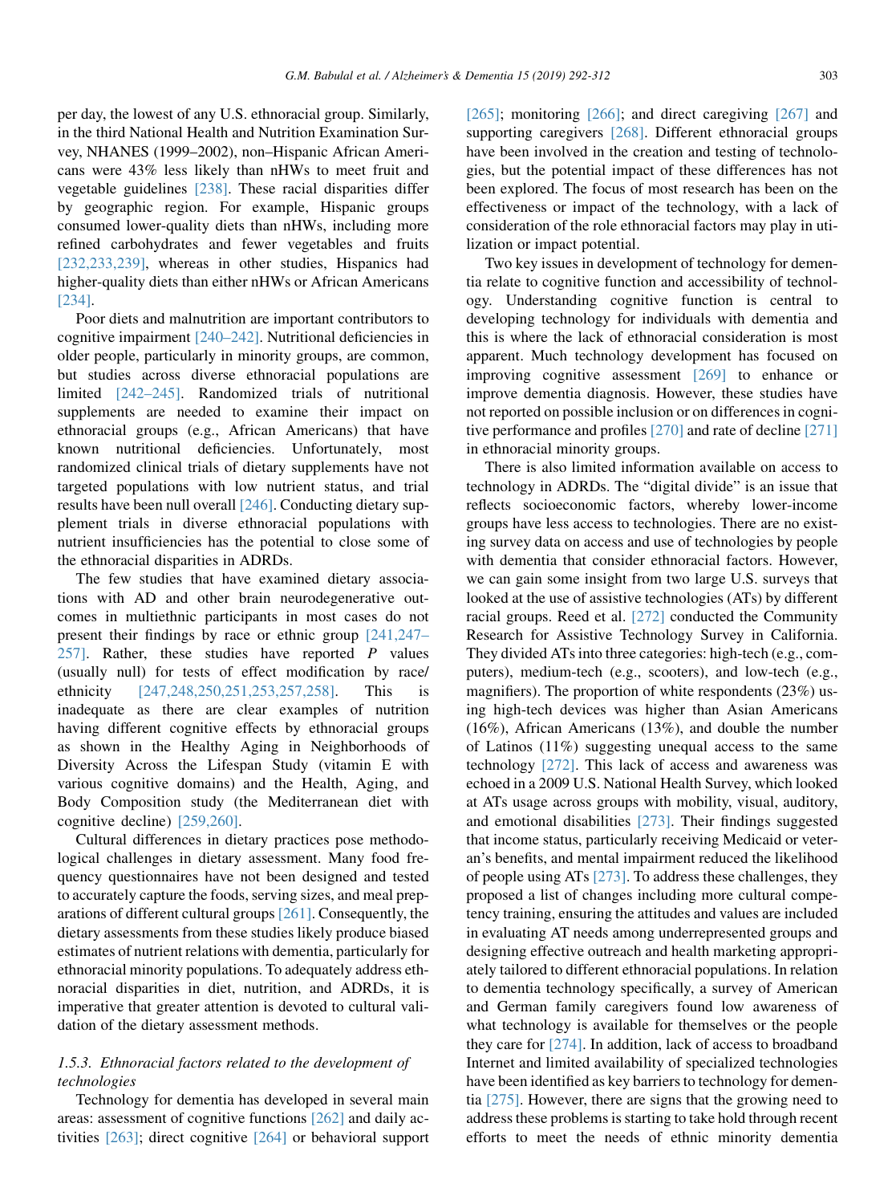per day, the lowest of any U.S. ethnoracial group. Similarly, in the third National Health and Nutrition Examination Survey, NHANES (1999–2002), non–Hispanic African Americans were 43% less likely than nHWs to meet fruit and vegetable guidelines [238]. These racial disparities differ by geographic region. For example, Hispanic groups consumed lower-quality diets than nHWs, including more refined carbohydrates and fewer vegetables and fruits [232,233,239], whereas in other studies, Hispanics had higher-quality diets than either nHWs or African Americans [234].

Poor diets and malnutrition are important contributors to cognitive impairment [240–242]. Nutritional deficiencies in older people, particularly in minority groups, are common, but studies across diverse ethnoracial populations are limited [242–245]. Randomized trials of nutritional supplements are needed to examine their impact on ethnoracial groups (e.g., African Americans) that have known nutritional deficiencies. Unfortunately, most randomized clinical trials of dietary supplements have not targeted populations with low nutrient status, and trial results have been null overall [246]. Conducting dietary supplement trials in diverse ethnoracial populations with nutrient insufficiencies has the potential to close some of the ethnoracial disparities in ADRDs.

The few studies that have examined dietary associations with AD and other brain neurodegenerative outcomes in multiethnic participants in most cases do not present their findings by race or ethnic group [241,247–257]. Rather, these studies have reported *P* values (usually null) for tests of effect modification by race/ethnicity [247,248,250,251,253,257,258]. This is inadequate as there are clear examples of nutrition having different cognitive effects by ethnoracial groups as shown in the Healthy Aging in Neighborhoods of Diversity Across the Lifespan Study (vitamin E with various cognitive domains) and the Health, Aging, and Body Composition study (the Mediterranean diet with cognitive decline) [259,260].

Cultural differences in dietary practices pose methodological challenges in dietary assessment. Many food frequency questionnaires have not been designed and tested to accurately capture the foods, serving sizes, and meal preparations of different cultural groups [261]. Consequently, the dietary assessments from these studies likely produce biased estimates of nutrient relations with dementia, particularly for ethnoracial minority populations. To adequately address ethnoracial disparities in diet, nutrition, and ADRDs, it is imperative that greater attention is devoted to cultural validation of the dietary assessment methods.

### *1.5.3. Ethnoracial factors related to the development of technologies*

Technology for dementia has developed in several main areas: assessment of cognitive functions [262] and daily activities [263]; direct cognitive [264] or behavioral support [265]; monitoring [266]; and direct caregiving [267] and supporting caregivers [268]. Different ethnoracial groups have been involved in the creation and testing of technologies, but the potential impact of these differences has not been explored. The focus of most research has been on the effectiveness or impact of the technology, with a lack of consideration of the role ethnoracial factors may play in utilization or impact potential.

Two key issues in development of technology for dementia relate to cognitive function and accessibility of technology. Understanding cognitive function is central to developing technology for individuals with dementia and this is where the lack of ethnoracial consideration is most apparent. Much technology development has focused on improving cognitive assessment [269] to enhance or improve dementia diagnosis. However, these studies have not reported on possible inclusion or on differences in cognitive performance and profiles [270] and rate of decline [271] in ethnoracial minority groups.

There is also limited information available on access to technology in ADRDs. The "digital divide" is an issue that reflects socioeconomic factors, whereby lower-income groups have less access to technologies. There are no existing survey data on access and use of technologies by people with dementia that consider ethnoracial factors. However, we can gain some insight from two large U.S. surveys that looked at the use of assistive technologies (ATs) by different racial groups. Reed et al. [272] conducted the Community Research for Assistive Technology Survey in California. They divided ATs into three categories: high-tech (e.g., computers), medium-tech (e.g., scooters), and low-tech (e.g., magnifiers). The proportion of white respondents (23%) using high-tech devices was higher than Asian Americans (16%), African Americans (13%), and double the number of Latinos (11%) suggesting unequal access to the same technology [272]. This lack of access and awareness was echoed in a 2009 U.S. National Health Survey, which looked at ATs usage across groups with mobility, visual, auditory, and emotional disabilities [273]. Their findings suggested that income status, particularly receiving Medicaid or veteran's benefits, and mental impairment reduced the likelihood of people using ATs [273]. To address these challenges, they proposed a list of changes including more cultural competency training, ensuring the attitudes and values are included in evaluating AT needs among underrepresented groups and designing effective outreach and health marketing appropriately tailored to different ethnoracial populations. In relation to dementia technology specifically, a survey of American and German family caregivers found low awareness of what technology is available for themselves or the people they care for [274]. In addition, lack of access to broadband Internet and limited availability of specialized technologies have been identified as key barriers to technology for dementia [275]. However, there are signs that the growing need to address these problems is starting to take hold through recent efforts to meet the needs of ethnic minority dementia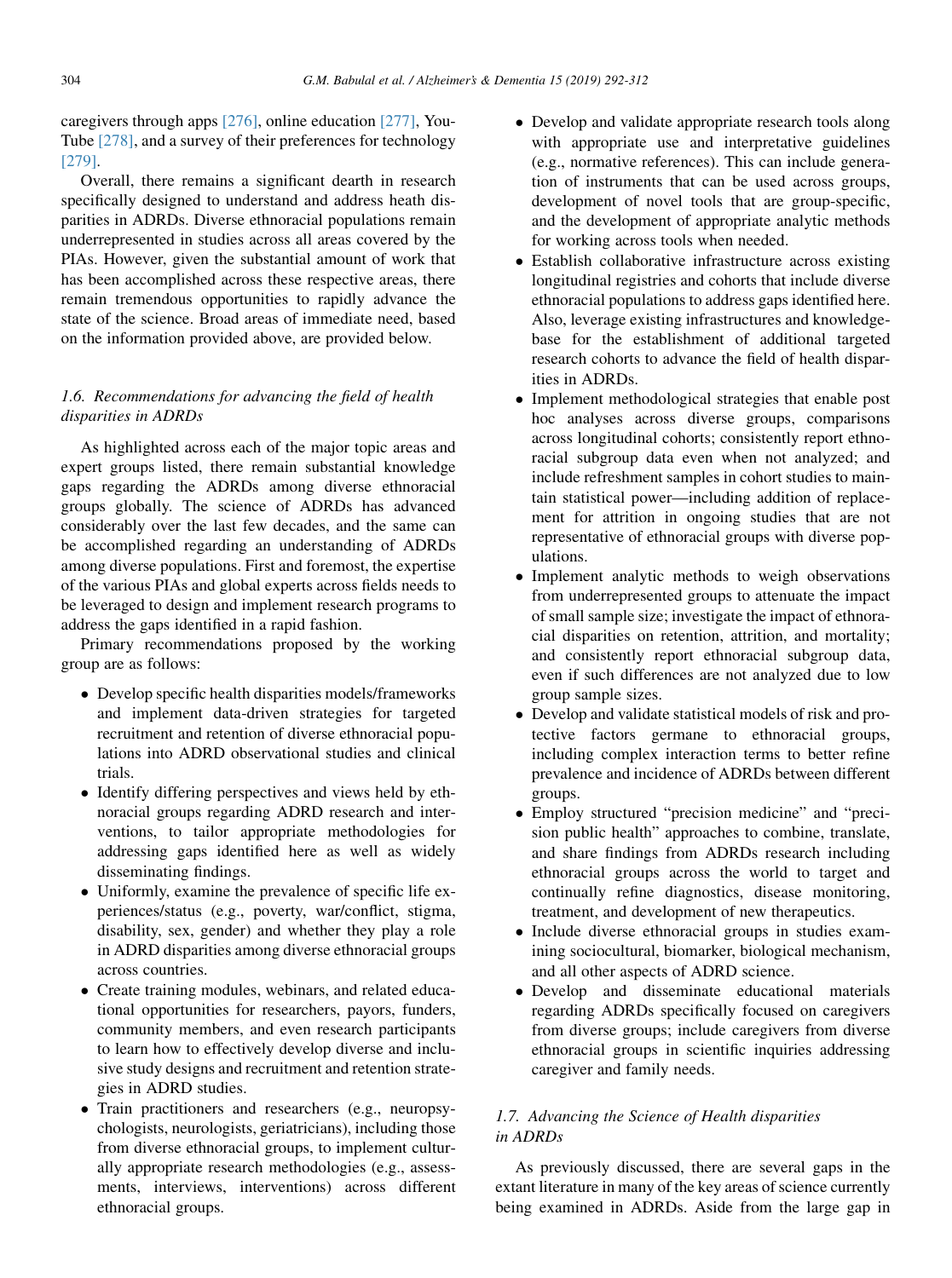caregivers through apps [276], online education [277], YouTube [278], and a survey of their preferences for technology [279].

Overall, there remains a significant dearth in research specifically designed to understand and address heath disparities in ADRDs. Diverse ethnoracial populations remain underrepresented in studies across all areas covered by the PIAs. However, given the substantial amount of work that has been accomplished across these respective areas, there remain tremendous opportunities to rapidly advance the state of the science. Broad areas of immediate need, based on the information provided above, are provided below.

### 1.6. Recommendations for advancing the field of health disparities in ADRDs

As highlighted across each of the major topic areas and expert groups listed, there remain substantial knowledge gaps regarding the ADRDs among diverse ethnoracial groups globally. The science of ADRDs has advanced considerably over the last few decades, and the same can be accomplished regarding an understanding of ADRDs among diverse populations. First and foremost, the expertise of the various PIAs and global experts across fields needs to be leveraged to design and implement research programs to address the gaps identified in a rapid fashion.

Primary recommendations proposed by the working group are as follows:

- Develop specific health disparities models/frameworks and implement data-driven strategies for targeted recruitment and retention of diverse ethnoracial populations into ADRD observational studies and clinical trials.
- Identify differing perspectives and views held by ethnoracial groups regarding ADRD research and interventions, to tailor appropriate methodologies for addressing gaps identified here as well as widely disseminating findings.
- Uniformly, examine the prevalence of specific life experiences/status (e.g., poverty, war/conflict, stigma, disability, sex, gender) and whether they play a role in ADRD disparities among diverse ethnoracial groups across countries.
- Create training modules, webinars, and related educational opportunities for researchers, payors, funders, community members, and even research participants to learn how to effectively develop diverse and inclusive study designs and recruitment and retention strategies in ADRD studies.
- Train practitioners and researchers (e.g., neuropsychologists, neurologists, geriatricians), including those from diverse ethnoracial groups, to implement culturally appropriate research methodologies (e.g., assessments, interviews, interventions) across different ethnoracial groups.
- Develop and validate appropriate research tools along with appropriate use and interpretative guidelines (e.g., normative references). This can include generation of instruments that can be used across groups, development of novel tools that are group-specific, and the development of appropriate analytic methods for working across tools when needed.
- Establish collaborative infrastructure across existing longitudinal registries and cohorts that include diverse ethnoracial populations to address gaps identified here. Also, leverage existing infrastructures and knowledgebase for the establishment of additional targeted research cohorts to advance the field of health disparities in ADRDs.
- Implement methodological strategies that enable post hoc analyses across diverse groups, comparisons across longitudinal cohorts; consistently report ethnoracial subgroup data even when not analyzed; and include refreshment samples in cohort studies to maintain statistical power—including addition of replacement for attrition in ongoing studies that are not representative of ethnoracial groups with diverse populations.
- Implement analytic methods to weigh observations from underrepresented groups to attenuate the impact of small sample size; investigate the impact of ethnoracial disparities on retention, attrition, and mortality; and consistently report ethnoracial subgroup data, even if such differences are not analyzed due to low group sample sizes.
- Develop and validate statistical models of risk and protective factors germane to ethnoracial groups, including complex interaction terms to better refine prevalence and incidence of ADRDs between different groups.
- Employ structured "precision medicine" and "precision public health" approaches to combine, translate, and share findings from ADRDs research including ethnoracial groups across the world to target and continually refine diagnostics, disease monitoring, treatment, and development of new therapeutics.
- Include diverse ethnoracial groups in studies examining sociocultural, biomarker, biological mechanism, and all other aspects of ADRD science.
- Develop and disseminate educational materials regarding ADRDs specifically focused on caregivers from diverse groups; include caregivers from diverse ethnoracial groups in scientific inquiries addressing caregiver and family needs.

### 1.7. Advancing the Science of Health disparities in ADRDs

As previously discussed, there are several gaps in the extant literature in many of the key areas of science currently being examined in ADRDs. Aside from the large gap in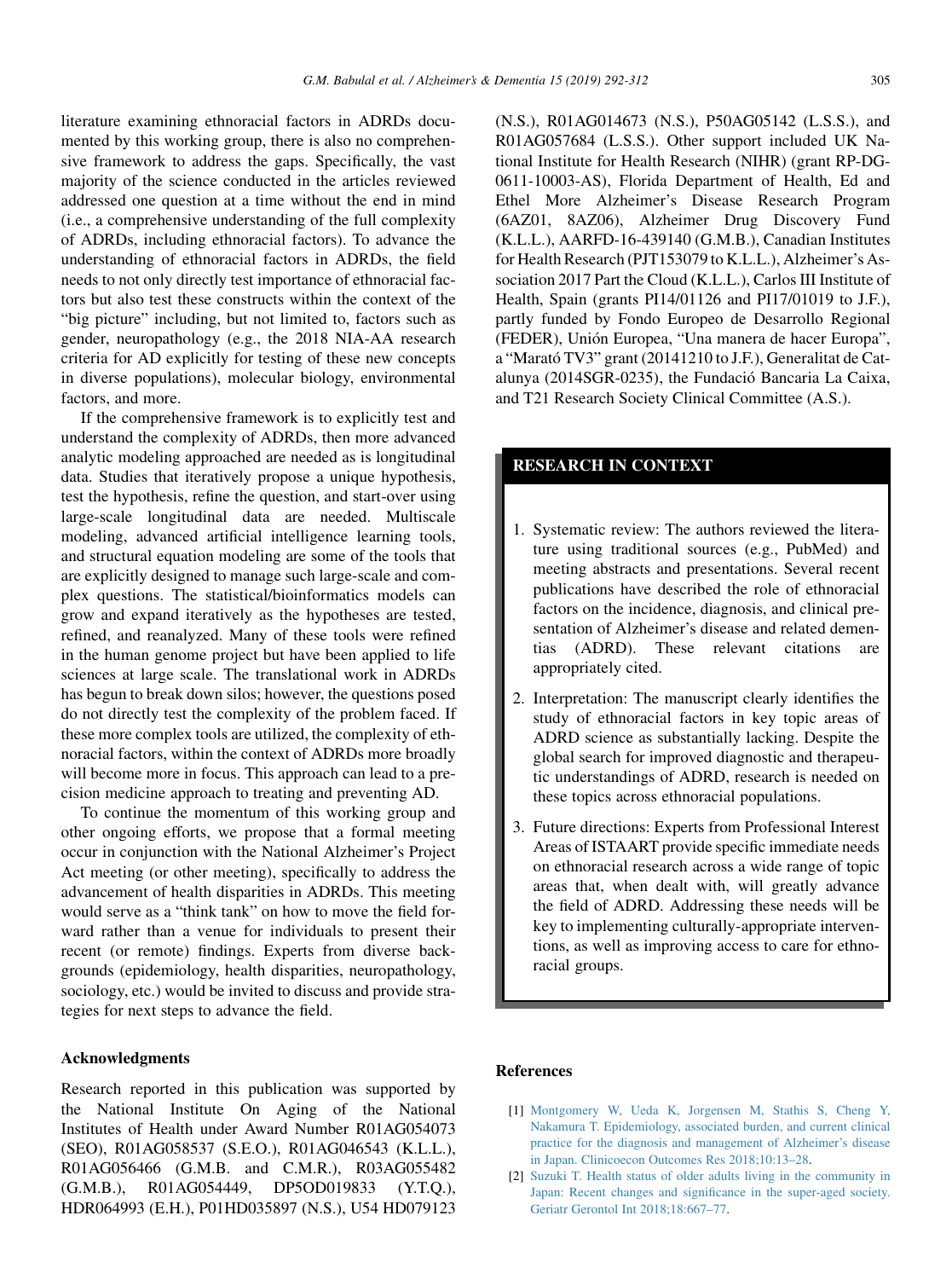literature examining ethnoracial factors in ADRDs documented by this working group, there is also no comprehensive framework to address the gaps. Specifically, the vast majority of the science conducted in the articles reviewed addressed one question at a time without the end in mind (i.e., a comprehensive understanding of the full complexity of ADRDs, including ethnoracial factors). To advance the understanding of ethnoracial factors in ADRDs, the field needs to not only directly test importance of ethnoracial factors but also test these constructs within the context of the "big picture" including, but not limited to, factors such as gender, neuropathology (e.g., the 2018 NIA-AA research criteria for AD explicitly for testing of these new concepts in diverse populations), molecular biology, environmental factors, and more.

If the comprehensive framework is to explicitly test and understand the complexity of ADRDs, then more advanced analytic modeling approached are needed as is longitudinal data. Studies that iteratively propose a unique hypothesis, test the hypothesis, refine the question, and start-over using large-scale longitudinal data are needed. Multiscale modeling, advanced artificial intelligence learning tools, and structural equation modeling are some of the tools that are explicitly designed to manage such large-scale and complex questions. The statistical/bioinformatics models can grow and expand iteratively as the hypotheses are tested, refined, and reanalyzed. Many of these tools were refined in the human genome project but have been applied to life sciences at large scale. The translational work in ADRDs has begun to break down silos; however, the questions posed do not directly test the complexity of the problem faced. If these more complex tools are utilized, the complexity of ethnoracial factors, within the context of ADRDs more broadly will become more in focus. This approach can lead to a precision medicine approach to treating and preventing AD.

To continue the momentum of this working group and other ongoing efforts, we propose that a formal meeting occur in conjunction with the National Alzheimer's Project Act meeting (or other meeting), specifically to address the advancement of health disparities in ADRDs. This meeting would serve as a "think tank" on how to move the field forward rather than a venue for individuals to present their recent (or remote) findings. Experts from diverse backgrounds (epidemiology, health disparities, neuropathology, sociology, etc.) would be invited to discuss and provide strategies for next steps to advance the field.

## Acknowledgments

Research reported in this publication was supported by the National Institute On Aging of the National Institutes of Health under Award Number R01AG054073 (SEO), R01AG058537 (S.E.O.), R01AG046543 (K.L.L.), R01AG056466 (G.M.B. and C.M.R.), R03AG055482 (G.M.B.), R01AG054449, DP5OD019833 (Y.T.Q.), HDR064993 (E.H.), P01HD035897 (N.S.), U54 HD079123 (N.S.), R01AG014673 (N.S.), P50AG05142 (L.S.S.), and R01AG057684 (L.S.S.). Other support included UK National Institute for Health Research (NIHR) (grant RP-DG-0611-10003-AS), Florida Department of Health, Ed and Ethel More Alzheimer's Disease Research Program (6AZ01, 8AZ06), Alzheimer Drug Discovery Fund (K.L.L.), AARFD-16-439140 (G.M.B.), Canadian Institutes for Health Research (PJT153079 to K.L.L.), Alzheimer's Association 2017 Part the Cloud (K.L.L.), Carlos III Institute of Health, Spain (grants PI14/01126 and PI17/01019 to J.F.), partly funded by Fondo Europeo de Desarrollo Regional (FEDER), Unión Europea, "Una manera de hacer Europa", a "Marató TV3" grant (20141210 to J.F.), Generalitat de Catalunya (2014SGR-0235), the Fundació Bancaria La Caixa, and T21 Research Society Clinical Committee (A.S.).

## RESEARCH IN CONTEXT

1. Systematic review: The authors reviewed the literature using traditional sources (e.g., PubMed) and meeting abstracts and presentations. Several recent publications have described the role of ethnoracial factors on the incidence, diagnosis, and clinical presentation of Alzheimer's disease and related dementias (ADRD). These relevant citations are appropriately cited.
2. Interpretation: The manuscript clearly identifies the study of ethnoracial factors in key topic areas of ADRD science as substantially lacking. Despite the global search for improved diagnostic and therapeutic understandings of ADRD, research is needed on these topics across ethnoracial populations.
3. Future directions: Experts from Professional Interest Areas of ISTAART provide specific immediate needs on ethnoracial research across a wide range of topic areas that, when dealt with, will greatly advance the field of ADRD. Addressing these needs will be key to implementing culturally-appropriate interventions, as well as improving access to care for ethnoracial groups.

## References

[1] Montgomery W, Ueda K, Jorgensen M, Stathis S, Cheng Y, Nakamura T. Epidemiology, associated burden, and current clinical practice for the diagnosis and management of Alzheimer's disease in Japan. Clinicoecon Outcomes Res 2018;10:13–28.

[2] Suzuki T. Health status of older adults living in the community in Japan: Recent changes and significance in the super-aged society. Geriatr Gerontol Int 2018;18:667–77.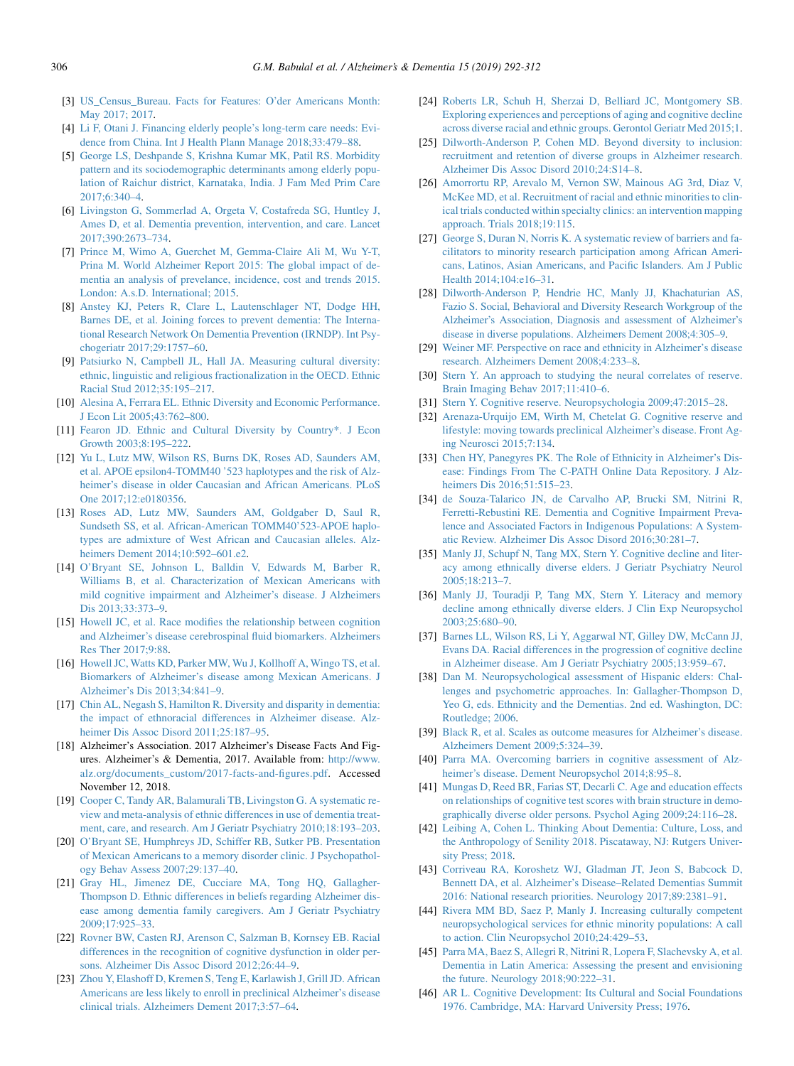[3] US_Census_Bureau. Facts for Features: O'der Americans Month: May 2017; 2017.

[4] Li F, Otani J. Financing elderly people's long-term care needs: Evidence from China. Int J Health Plann Manage 2018;33:479–88.

[5] George LS, Deshpande S, Krishna Kumar MK, Patil RS. Morbidity pattern and its sociodemographic determinants among elderly population of Raichur district, Karnataka, India. J Fam Med Prim Care 2017;6:340–4.

[6] Livingston G, Sommerlad A, Orgeta V, Costafreda SG, Huntley J, Ames D, et al. Dementia prevention, intervention, and care. Lancet 2017;390:2673–734.

[7] Prince M, Wimo A, Guerchet M, Gemma-Claire Ali M, Wu Y-T, Prina M. World Alzheimer Report 2015: The global impact of dementia an analysis of prevelance, incidence, cost and trends 2015. London: A.s.D. International; 2015.

[8] Anstey KJ, Peters R, Clare L, Lautenschlager NT, Dodge HH, Barnes DE, et al. Joining forces to prevent dementia: The International Research Network On Dementia Prevention (IRNDP). Int Psychogeriatr 2017;29:1757–60.

[9] Patsiurko N, Campbell JL, Hall JA. Measuring cultural diversity: ethnic, linguistic and religious fractionalization in the OECD. Ethnic Racial Stud 2012;35:195–217.

[10] Alesina A, Ferrara EL. Ethnic Diversity and Economic Performance. J Econ Lit 2005;43:762–800.

[11] Fearon JD. Ethnic and Cultural Diversity by Country*. J Econ Growth 2003;8:195–222.

[12] Yu L, Lutz MW, Wilson RS, Burns DK, Roses AD, Saunders AM, et al. APOE epsilon4-TOMM40 '523 haplotypes and the risk of Alzheimer's disease in older Caucasian and African Americans. PLoS One 2017;12:e0180356.

[13] Roses AD, Lutz MW, Saunders AM, Goldgaber D, Saul R, Sundseth SS, et al. African-American TOMM40'523-APOE haplotypes are admixture of West African and Caucasian alleles. Alzheimers Dement 2014;10:592–601.e2.

[14] O'Bryant SE, Johnson L, Balldin V, Edwards M, Barber R, Williams B, et al. Characterization of Mexican Americans with mild cognitive impairment and Alzheimer's disease. J Alzheimers Dis 2013;33:373–9.

[15] Howell JC, et al. Race modifies the relationship between cognition and Alzheimer's disease cerebrospinal fluid biomarkers. Alzheimers Res Ther 2017;9:88.

[16] Howell JC, Watts KD, Parker MW, Wu J, Kollhoff A, Wingo TS, et al. Biomarkers of Alzheimer's disease among Mexican Americans. J Alzheimer's Dis 2013;34:841–9.

[17] Chin AL, Negash S, Hamilton R. Diversity and disparity in dementia: the impact of ethnoracial differences in Alzheimer disease. Alzheimer Dis Assoc Disord 2011;25:187–95.

[18] Alzheimer's Association. 2017 Alzheimer's Disease Facts And Figures. Alzheimer's & Dementia, 2017. Available from: http://www.alz.org/documents_custom/2017-facts-and-figures.pdf. Accessed November 12, 2018.

[19] Cooper C, Tandy AR, Balamurali TB, Livingston G. A systematic review and meta-analysis of ethnic differences in use of dementia treatment, care, and research. Am J Geriatr Psychiatry 2010;18:193–203.

[20] O'Bryant SE, Humphreys JD, Schiffer RB, Sutker PB. Presentation of Mexican Americans to a memory disorder clinic. J Psychopathology Behav Assess 2007;29:137–40.

[21] Gray HL, Jimenez DE, Cucciare MA, Tong HQ, Gallagher-Thompson D. Ethnic differences in beliefs regarding Alzheimer disease among dementia family caregivers. Am J Geriatr Psychiatry 2009;17:925–33.

[22] Rovner BW, Casten RJ, Arenson C, Salzman B, Kornsey EB. Racial differences in the recognition of cognitive dysfunction in older persons. Alzheimer Dis Assoc Disord 2012;26:44–9.

[23] Zhou Y, Elashoff D, Kremen S, Teng E, Karlawish J, Grill JD. African Americans are less likely to enroll in preclinical Alzheimer's disease clinical trials. Alzheimers Dement 2017;3:57–64.

[24] Roberts LR, Schuh H, Sherzai D, Belliard JC, Montgomery SB. Exploring experiences and perceptions of aging and cognitive decline across diverse racial and ethnic groups. Gerontol Geriatr Med 2015;1.

[25] Dilworth-Anderson P, Cohen MD. Beyond diversity to inclusion: recruitment and retention of diverse groups in Alzheimer research. Alzheimer Dis Assoc Disord 2010;24:S14–8.

[26] Amorrortu RP, Arevalo M, Vernon SW, Mainous AG 3rd, Diaz V, McKee MD, et al. Recruitment of racial and ethnic minorities to clinical trials conducted within specialty clinics: an intervention mapping approach. Trials 2018;19:115.

[27] George S, Duran N, Norris K. A systematic review of barriers and facilitators to minority research participation among African Americans, Latinos, Asian Americans, and Pacific Islanders. Am J Public Health 2014;104:e16–31.

[28] Dilworth-Anderson P, Hendrie HC, Manly JJ, Khachaturian AS, Fazio S. Social, Behavioral and Diversity Research Workgroup of the Alzheimer's Association, Diagnosis and assessment of Alzheimer's disease in diverse populations. Alzheimers Dement 2008;4:305–9.

[29] Weiner MF. Perspective on race and ethnicity in Alzheimer's disease research. Alzheimers Dement 2008;4:233–8.

[30] Stern Y. An approach to studying the neural correlates of reserve. Brain Imaging Behav 2017;11:410–6.

[31] Stern Y. Cognitive reserve. Neuropsychologia 2009;47:2015–28.

[32] Arenaza-Urquijo EM, Wirth M, Chetelat G. Cognitive reserve and lifestyle: moving towards preclinical Alzheimer's disease. Front Aging Neurosci 2015;7:134.

[33] Chen HY, Panegyres PK. The Role of Ethnicity in Alzheimer's Disease: Findings From The C-PATH Online Data Repository. J Alzheimers Dis 2016;51:515–23.

[34] de Souza-Talarico JN, de Carvalho AP, Brucki SM, Nitrini R, Ferretti-Rebustini RE. Dementia and Cognitive Impairment Prevalence and Associated Factors in Indigenous Populations: A Systematic Review. Alzheimer Dis Assoc Disord 2016;30:281–7.

[35] Manly JJ, Schupf N, Tang MX, Stern Y. Cognitive decline and literacy among ethnically diverse elders. J Geriatr Psychiatry Neurol 2005;18:213–7.

[36] Manly JJ, Touradji P, Tang MX, Stern Y. Literacy and memory decline among ethnically diverse elders. J Clin Exp Neuropsychol 2003;25:680–90.

[37] Barnes LL, Wilson RS, Li Y, Aggarwal NT, Gilley DW, McCann JJ, Evans DA. Racial differences in the progression of cognitive decline in Alzheimer disease. Am J Geriatr Psychiatry 2005;13:959–67.

[38] Dan M. Neuropsychological assessment of Hispanic elders: Challenges and psychometric approaches. In: Gallagher-Thompson D, Yeo G, eds. Ethnicity and the Dementias. 2nd ed. Washington, DC: Routledge; 2006.

[39] Black R, et al. Scales as outcome measures for Alzheimer's disease. Alzheimers Dement 2009;5:324–39.

[40] Parra MA. Overcoming barriers in cognitive assessment of Alzheimer's disease. Dement Neuropsychol 2014;8:95–8.

[41] Mungas D, Reed BR, Farias ST, Decarli C. Age and education effects on relationships of cognitive test scores with brain structure in demographically diverse older persons. Psychol Aging 2009;24:116–28.

[42] Leibing A, Cohen L. Thinking About Dementia: Culture, Loss, and the Anthropology of Senility 2018. Piscataway, NJ: Rutgers University Press; 2018.

[43] Corriveau RA, Koroshetz WJ, Gladman JT, Jeon S, Babcock D, Bennett DA, et al. Alzheimer's Disease–Related Dementias Summit 2016: National research priorities. Neurology 2017;89:2381–91.

[44] Rivera MM BD, Saez P, Manly J. Increasing culturally competent neuropsychological services for ethnic minority populations: A call to action. Clin Neuropsychol 2010;24:429–53.

[45] Parra MA, Baez S, Allegri R, Nitrini R, Lopera F, Slachevsky A, et al. Dementia in Latin America: Assessing the present and envisioning the future. Neurology 2018;90:222–31.

[46] AR L. Cognitive Development: Its Cultural and Social Foundations 1976. Cambridge, MA: Harvard University Press; 1976.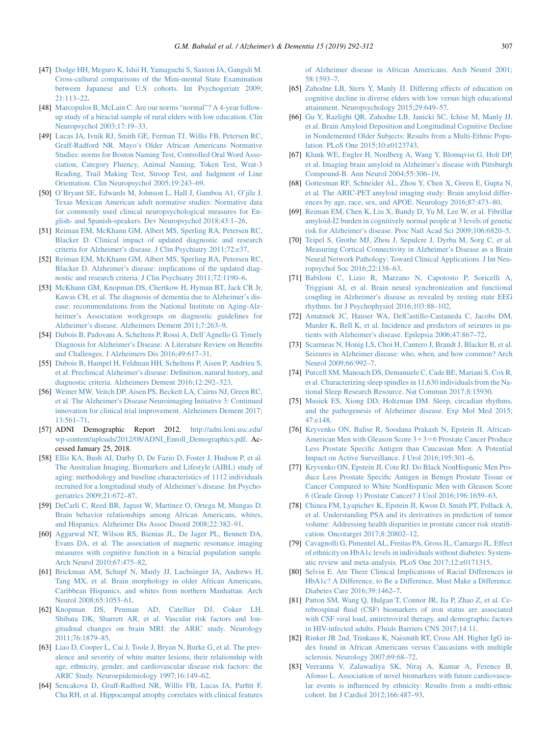[47] Dodge HH, Meguro K, Ishii H, Yamaguchi S, Saxton JA, Ganguli M. Cross-cultural comparisons of the Mini-mental State Examination between Japanese and U.S. cohorts. Int Psychogeriatr 2009; 21:113–22.

[48] Marcopulos B, McLain C. Are our norms "normal"? A 4-year follow-up study of a biracial sample of rural elders with low education. Clin Neuropsychol 2003;17:19–33.

[49] Lucas JA, Ivnik RJ, Smith GE, Ferman TJ, Willis FB, Petersen RC, Graff-Radford NR. Mayo's Older African Americans Normative Studies: norms for Boston Naming Test, Controlled Oral Word Association, Category Fluency, Animal Naming, Token Test, Wrat-3 Reading, Trail Making Test, Stroop Test, and Judgment of Line Orientation. Clin Neuropsychol 2005;19:243–69.

[50] O'Bryant SE, Edwards M, Johnson L, Hall J, Gamboa A1, O'jile J. Texas Mexican American adult normative studies: Normative data for commonly used clinical neuropsychological measures for English- and Spanish-speakers. Dev Neuropsychol 2018;43:1–26.

[51] Reiman EM, McKhann GM, Albert MS, Sperling RA, Petersen RC, Blacker D. Clinical impact of updated diagnostic and research criteria for Alzheimer's disease. J Clin Psychiatry 2011;72:e37.

[52] Reiman EM, McKhann GM, Albert MS, Sperling RA, Petersen RC, Blacker D. Alzheimer's disease: implications of the updated diagnostic and research criteria. J Clin Psychiatry 2011;72:1190–6.

[53] McKhann GM, Knopman DS, Chertkow H, Hyman BT, Jack CR Jr, Kawas CH, et al. The diagnosis of dementia due to Alzheimer's disease: recommendations from the National Institute on Aging-Alzheimer's Association workgroups on diagnostic guidelines for Alzheimer's disease. Alzheimers Dement 2011;7:263–9.

[54] Dubois B, Padovani A, Scheltens P, Rossi A, Dell'Agnello G. Timely Diagnosis for Alzheimer's Disease: A Literature Review on Benefits and Challenges. J Alzheimers Dis 2016;49:617–31.

[55] Dubois B, Hampel H, Feldman HH, Scheltens P, Aisen P, Andrieu S, et al. Preclinical Alzheimer's disease: Definition, natural history, and diagnostic criteria. Alzheimers Dement 2016;12:292–323.

[56] Weiner MW, Veitch DP, Aisen PS, Beckett LA, Cairns NJ, Green RC, et al. The Alzheimer's Disease Neuroimaging Initiative 3: Continued innovation for clinical trial improvement. Alzheimers Dement 2017; 13:561–71.

[57] ADNI Demographic Report 2012. http://adni.loni.usc.edu/wp-content/uploads/2012/08/ADNI_Enroll_Demographics.pdf. Accessed January 25, 2018.

[58] Ellis KA, Bush AI, Darby D, De Fazio D, Foster J, Hudson P, et al. The Australian Imaging, Biomarkers and Lifestyle (AIBL) study of aging: methodology and baseline characteristics of 1112 individuals recruited for a longitudinal study of Alzheimer's disease. Int Psychogeriatrics 2009;21:672–87.

[59] DeCarli C, Reed BR, Jagust W, Martinez O, Ortega M, Mungas D. Brain behavior relationships among African Americans, whites, and Hispanics. Alzheimer Dis Assoc Disord 2008;22:382–91.

[60] Aggarwal NT, Wilson RS, Bienias JL, De Jager PL, Bennett DA, Evans DA, et al. The association of magnetic resonance imaging measures with cognitive function in a biracial population sample. Arch Neurol 2010;67:475–82.

[61] Brickman AM, Schupf N, Manly JJ, Luchsinger JA, Andrews H, Tang MX, et al. Brain morphology in older African Americans, Caribbean Hispanics, and whites from northern Manhattan. Arch Neurol 2008;65:1053–61.

[62] Knopman DS, Penman AD, Catellier DJ, Coker LH, Shibata DK, Sharrett AR, et al. Vascular risk factors and longitudinal changes on brain MRI: the ARIC study. Neurology 2011;76:1879–85.

[63] Liao D, Cooper L, Cai J, Toole J, Bryan N, Burke G, et al. The prevalence and severity of white matter lesions, their relationship with age, ethnicity, gender, and cardiovascular disease risk factors: the ARIC Study. Neuroepidemiology 1997;16:149–62.

[64] Sencakova D, Graff-Radford NR, Willis FB, Lucas JA, Parfitt F, Cha RH, et al. Hippocampal atrophy correlates with clinical features of Alzheimer disease in African Americans. Arch Neurol 2001; 58:1593–7.

[65] Zahodne LB, Stern Y, Manly JJ. Differing effects of education on cognitive decline in diverse elders with low versus high educational attainment. Neuropsychology 2015;29:649–57.

[66] Gu Y, Razlighi QR, Zahodne LB, Janicki SC, Ichise M, Manly JJ, et al. Brain Amyloid Deposition and Longitudinal Cognitive Decline in Nondemented Older Subjects: Results from a Multi-Ethnic Population. PLoS One 2015;10:e0123743.

[67] Klunk WE, Engler H, Nordberg A, Wang Y, Blomqvist G, Holt DP, et al. Imaging brain amyloid in Alzheimer's disease with Pittsburgh Compound-B. Ann Neurol 2004;55:306–19.

[68] Gottesman RF, Schneider AL, Zhou Y, Chen X, Green E, Gupta N, et al. The ARIC-PET amyloid imaging study: Brain amyloid differences by age, race, sex, and APOE. Neurology 2016;87:473–80.

[69] Reiman EM, Chen K, Liu X, Bandy D, Yu M, Lee W, et al. Fibrillar amyloid-Î2 burden in cognitively normal people at 3 levels of genetic risk for Alzheimer's disease. Proc Natl Acad Sci 2009;106:6820–5.

[70] Teipel S, Grothe MJ, Zhou J, Sepulcre J, Dyrba M, Sorg C, et al. Measuring Cortical Connectivity in Alzheimer's Disease as a Brain Neural Network Pathology: Toward Clinical Applications. J Int Neuropsychol Soc 2016;22:138–63.

[71] Babiloni C, Lizio R, Marzano N, Capotosto P, Soricelli A, Triggiani AI, et al. Brain neural synchronization and functional coupling in Alzheimer's disease as revealed by resting state EEG rhythms. Int J Psychophysiol 2016;103:88–102.

[72] Amatniek JC, Hauser WA, DelCastillo-Castaneda C, Jacobs DM, Marder K, Bell K, et al. Incidence and predictors of seizures in patients with Alzheimer's disease. Epilepsia 2006;47:867–72.

[73] Scarmeas N, Honig LS, Choi H, Cantero J, Brandt J, Blacker B, et al. Seizures in Alzheimer disease: who, when, and how common? Arch Neurol 2009;66:992–7.

[74] Purcell SM, Manoach DS, Demanuele C, Cade BE, Mariani S, Cox R, et al. Characterizing sleep spindles in 11,630 individuals from the National Sleep Research Resource. Nat Commun 2017;8:15930.

[75] Musiek ES, Xiong DD, Holtzman DM. Sleep, circadian rhythms, and the pathogenesis of Alzheimer disease. Exp Mol Med 2015; 47:e148.

[76] Kryvenko ON, Balise R, Soodana Prakash N, Epstein JI. African-American Men with Gleason Score 3+3=6 Prostate Cancer Produce Less Prostate Specific Antigen than Caucasian Men: A Potential Impact on Active Surveillance. J Urol 2016;195:301–6.

[77] Kryvenko ON, Epstein JI, Cote RJ. Do Black NonHispanic Men Produce Less Prostate Specific Antigen in Benign Prostate Tissue or Cancer Compared to White NonHispanic Men with Gleason Score 6 (Grade Group 1) Prostate Cancer? J Urol 2016;196:1659–63.

[78] Chinea FM, Lyapichev K, Epstein JI, Kwon D, Smith PT, Pollack A, et al. Understanding PSA and its derivatives in prediction of tumor volume: Addressing health disparities in prostate cancer risk stratification. Oncotarget 2017;8:20802–12.

[79] Cavagnolli G, Pimentel AL, Freitas PA, Gross JL, Camargo JL. Effect of ethnicity on HbA1c levels in individuals without diabetes: Systematic review and meta-analysis. PLoS One 2017;12:e0171315.

[80] Selvin E. Are There Clinical Implications of Racial Differences in HbA1c? A Difference, to Be a Difference, Must Make a Difference. Diabetes Care 2016;39:1462–7.

[81] Patton SM, Wang Q, Hulgan T, Connor JR, Jia P, Zhao Z, et al. Cerebrospinal fluid (CSF) biomarkers of iron status are associated with CSF viral load, antiretroviral therapy, and demographic factors in HIV-infected adults. Fluids Barriers CNS 2017;14:11.

[82] Rinker JR 2nd, Trinkaus K, Naismith RT, Cross AH. Higher IgG index found in African Americans versus Caucasians with multiple sclerosis. Neurology 2007;69:68–72.

[83] Veeranna V, Zalawadiya SK, Niraj A, Kumar A, Ference B, Afonso L. Association of novel biomarkers with future cardiovascular events is influenced by ethnicity: Results from a multi-ethnic cohort. Int J Cardiol 2012;166:487–93.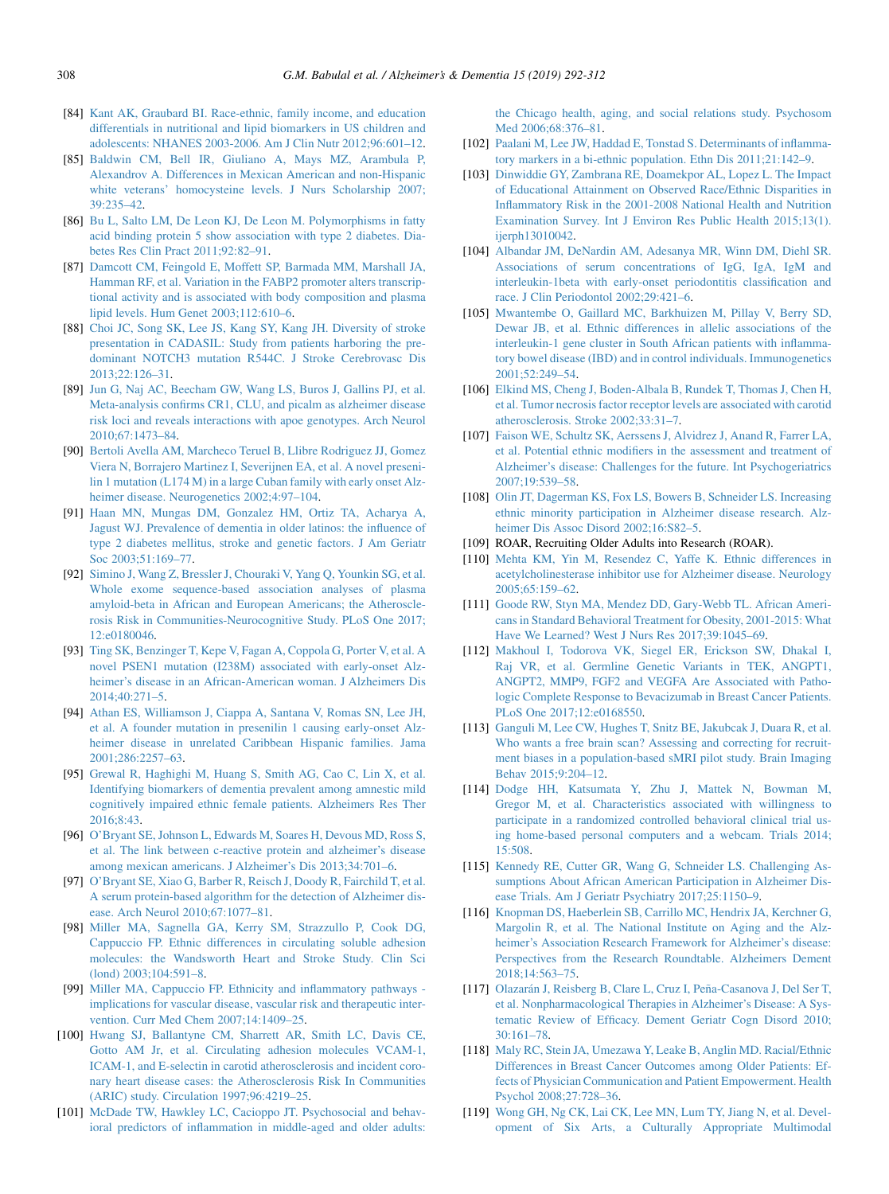[84] Kant AK, Graubard BI. Race-ethnic, family income, and education differentials in nutritional and lipid biomarkers in US children and adolescents: NHANES 2003-2006. Am J Clin Nutr 2012;96:601–12.

[85] Baldwin CM, Bell IR, Giuliano A, Mays MZ, Arambula P, Alexandrov A. Differences in Mexican American and non-Hispanic white veterans' homocysteine levels. J Nurs Scholarship 2007; 39:235–42.

[86] Bu L, Salto LM, De Leon KJ, De Leon M. Polymorphisms in fatty acid binding protein 5 show association with type 2 diabetes. Diabetes Res Clin Pract 2011;92:82–91.

[87] Damcott CM, Feingold E, Moffett SP, Barmada MM, Marshall JA, Hamman RF, et al. Variation in the FABP2 promoter alters transcriptional activity and is associated with body composition and plasma lipid levels. Hum Genet 2003;112:610–6.

[88] Choi JC, Song SK, Lee JS, Kang SY, Kang JH. Diversity of stroke presentation in CADASIL: Study from patients harboring the predominant NOTCH3 mutation R544C. J Stroke Cerebrovasc Dis 2013;22:126–31.

[89] Jun G, Naj AC, Beecham GW, Wang LS, Buros J, Gallins PJ, et al. Meta-analysis confirms CR1, CLU, and picalm as alzheimer disease risk loci and reveals interactions with apoe genotypes. Arch Neurol 2010;67:1473–84.

[90] Bertoli Avella AM, Marcheco Teruel B, Llibre Rodriguez JJ, Gomez Viera N, Borrajero Martinez I, Severijnen EA, et al. A novel presenilin 1 mutation (L174 M) in a large Cuban family with early onset Alzheimer disease. Neurogenetics 2002;4:97–104.

[91] Haan MN, Mungas DM, Gonzalez HM, Ortiz TA, Acharya A, Jagust WJ. Prevalence of dementia in older latinos: the influence of type 2 diabetes mellitus, stroke and genetic factors. J Am Geriatr Soc 2003;51:169–77.

[92] Simino J, Wang Z, Bressler J, Chouraki V, Yang Q, Younkin SG, et al. Whole exome sequence-based association analyses of plasma amyloid-beta in African and European Americans; the Atherosclerosis Risk in Communities-Neurocognitive Study. PLoS One 2017; 12:e0180046.

[93] Ting SK, Benzinger T, Kepe V, Fagan A, Coppola G, Porter V, et al. A novel PSEN1 mutation (I238M) associated with early-onset Alzheimer's disease in an African-American woman. J Alzheimers Dis 2014;40:271–5.

[94] Athan ES, Williamson J, Ciappa A, Santana V, Romas SN, Lee JH, et al. A founder mutation in presenilin 1 causing early-onset Alzheimer disease in unrelated Caribbean Hispanic families. Jama 2001;286:2257–63.

[95] Grewal R, Haghighi M, Huang S, Smith AG, Cao C, Lin X, et al. Identifying biomarkers of dementia prevalent among amnestic mild cognitively impaired ethnic female patients. Alzheimers Res Ther 2016;8:43.

[96] O'Bryant SE, Johnson L, Edwards M, Soares H, Devous MD, Ross S, et al. The link between c-reactive protein and alzheimer's disease among mexican americans. J Alzheimer's Dis 2013;34:701–6.

[97] O'Bryant SE, Xiao G, Barber R, Reisch J, Doody R, Fairchild T, et al. A serum protein-based algorithm for the detection of Alzheimer disease. Arch Neurol 2010;67:1077–81.

[98] Miller MA, Sagnella GA, Kerry SM, Strazzullo P, Cook DG, Cappuccio FP. Ethnic differences in circulating soluble adhesion molecules: the Wandsworth Heart and Stroke Study. Clin Sci (lond) 2003;104:591–8.

[99] Miller MA, Cappuccio FP. Ethnicity and inflammatory pathways - implications for vascular disease, vascular risk and therapeutic intervention. Curr Med Chem 2007;14:1409–25.

[100] Hwang SJ, Ballantyne CM, Sharrett AR, Smith LC, Davis CE, Gotto AM Jr, et al. Circulating adhesion molecules VCAM-1, ICAM-1, and E-selectin in carotid atherosclerosis and incident coronary heart disease cases: the Atherosclerosis Risk In Communities (ARIC) study. Circulation 1997;96:4219–25.

[101] McDade TW, Hawkley LC, Cacioppo JT. Psychosocial and behavioral predictors of inflammation in middle-aged and older adults: the Chicago health, aging, and social relations study. Psychosom Med 2006;68:376–81.

[102] Paalani M, Lee JW, Haddad E, Tonstad S. Determinants of inflammatory markers in a bi-ethnic population. Ethn Dis 2011;21:142–9.

[103] Dinwiddie GY, Zambrana RE, Doamekpor AL, Lopez L. The Impact of Educational Attainment on Observed Race/Ethnic Disparities in Inflammatory Risk in the 2001-2008 National Health and Nutrition Examination Survey. Int J Environ Res Public Health 2015;13(1). ijerph13010042.

[104] Albandar JM, DeNardin AM, Adesanya MR, Winn DM, Diehl SR. Associations of serum concentrations of IgG, IgA, IgM and interleukin-1beta with early-onset periodontitis classification and race. J Clin Periodontol 2002;29:421–6.

[105] Mwantembe O, Gaillard MC, Barkhuizen M, Pillay V, Berry SD, Dewar JB, et al. Ethnic differences in allelic associations of the interleukin-1 gene cluster in South African patients with inflammatory bowel disease (IBD) and in control individuals. Immunogenetics 2001;52:249–54.

[106] Elkind MS, Cheng J, Boden-Albala B, Rundek T, Thomas J, Chen H, et al. Tumor necrosis factor receptor levels are associated with carotid atherosclerosis. Stroke 2002;33:31–7.

[107] Faison WE, Schultz SK, Aerssens J, Alvidrez J, Anand R, Farrer LA, et al. Potential ethnic modifiers in the assessment and treatment of Alzheimer's disease: Challenges for the future. Int Psychogeriatrics 2007;19:539–58.

[108] Olin JT, Dagerman KS, Fox LS, Bowers B, Schneider LS. Increasing ethnic minority participation in Alzheimer disease research. Alzheimer Dis Assoc Disord 2002;16:S82–5.

[109] ROAR, Recruiting Older Adults into Research (ROAR).

[110] Mehta KM, Yin M, Resendez C, Yaffe K. Ethnic differences in acetylcholinesterase inhibitor use for Alzheimer disease. Neurology 2005;65:159–62.

[111] Goode RW, Styn MA, Mendez DD, Gary-Webb TL. African Americans in Standard Behavioral Treatment for Obesity, 2001-2015: What Have We Learned? West J Nurs Res 2017;39:1045–69.

[112] Makhoul I, Todorova VK, Siegel ER, Erickson SW, Dhakal I, Raj VR, et al. Germline Genetic Variants in TEK, ANGPT1, ANGPT2, MMP9, FGF2 and VEGFA Are Associated with Pathologic Complete Response to Bevacizumab in Breast Cancer Patients. PLoS One 2017;12:e0168550.

[113] Ganguli M, Lee CW, Hughes T, Snitz BE, Jakubcak J, Duara R, et al. Who wants a free brain scan? Assessing and correcting for recruitment biases in a population-based sMRI pilot study. Brain Imaging Behav 2015;9:204–12.

[114] Dodge HH, Katsumata Y, Zhu J, Mattek N, Bowman M, Gregor M, et al. Characteristics associated with willingness to participate in a randomized controlled behavioral clinical trial using home-based personal computers and a webcam. Trials 2014; 15:508.

[115] Kennedy RE, Cutter GR, Wang G, Schneider LS. Challenging Assumptions About African American Participation in Alzheimer Disease Trials. Am J Geriatr Psychiatry 2017;25:1150–9.

[116] Knopman DS, Haeberlein SB, Carrillo MC, Hendrix JA, Kerchner G, Margolin R, et al. The National Institute on Aging and the Alzheimer's Association Research Framework for Alzheimer's disease: Perspectives from the Research Roundtable. Alzheimers Dement 2018;14:563–75.

[117] Olazarán J, Reisberg B, Clare L, Cruz I, Peña-Casanova J, Del Ser T, et al. Nonpharmacological Therapies in Alzheimer's Disease: A Systematic Review of Efficacy. Dement Geriatr Cogn Disord 2010; 30:161–78.

[118] Maly RC, Stein JA, Umezawa Y, Leake B, Anglin MD. Racial/Ethnic Differences in Breast Cancer Outcomes among Older Patients: Effects of Physician Communication and Patient Empowerment. Health Psychol 2008;27:728–36.

[119] Wong GH, Ng CK, Lai CK, Lee MN, Lum TY, Jiang N, et al. Development of Six Arts, a Culturally Appropriate Multimodal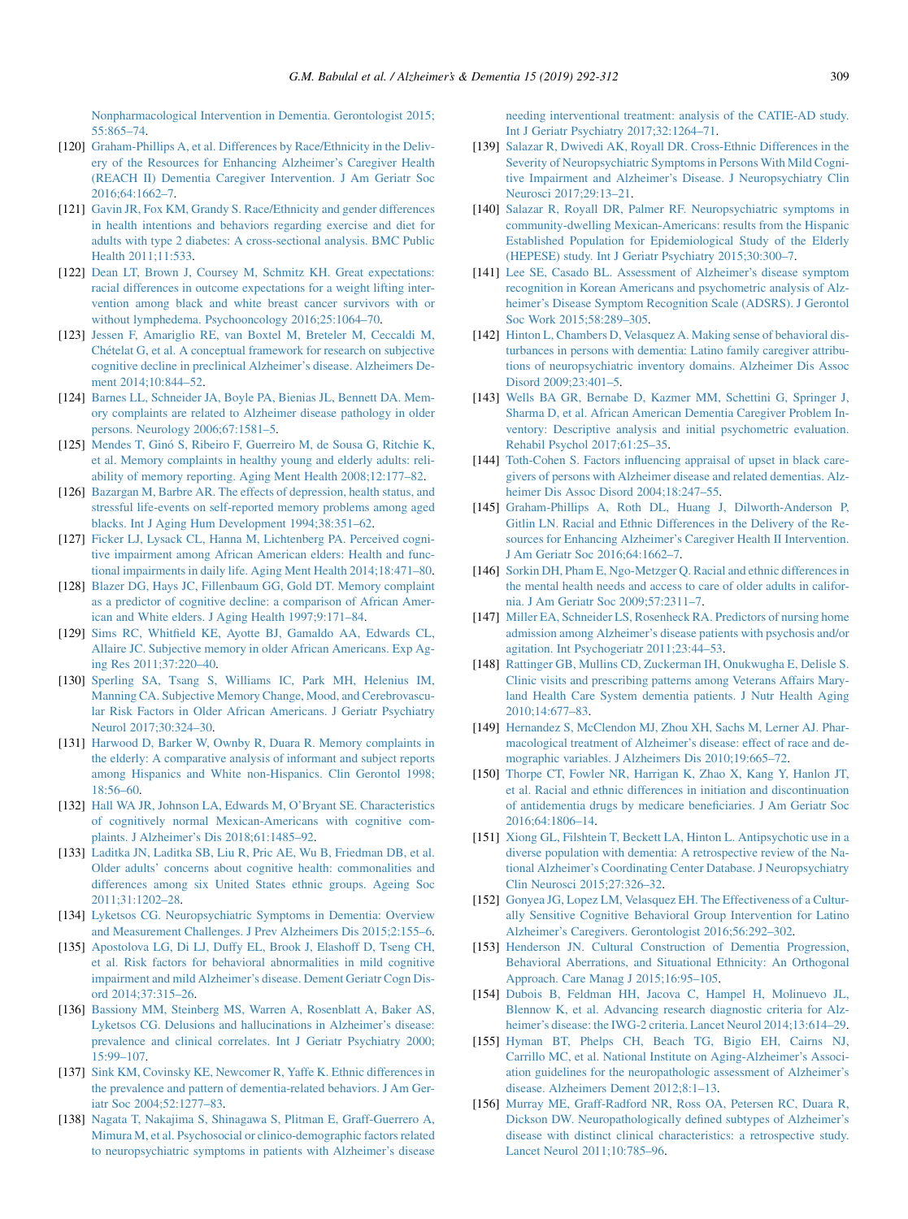Nonpharmacological Intervention in Dementia. Gerontologist 2015;55:865–74.

[120] Graham-Phillips A, et al. Differences by Race/Ethnicity in the Delivery of the Resources for Enhancing Alzheimer's Caregiver Health (REACH II) Dementia Caregiver Intervention. J Am Geriatr Soc 2016;64:1662–7.

[121] Gavin JR, Fox KM, Grandy S. Race/Ethnicity and gender differences in health intentions and behaviors regarding exercise and diet for adults with type 2 diabetes: A cross-sectional analysis. BMC Public Health 2011;11:533.

[122] Dean LT, Brown J, Coursey M, Schmitz KH. Great expectations: racial differences in outcome expectations for a weight lifting intervention among black and white breast cancer survivors with or without lymphedema. Psychooncology 2016;25:1064–70.

[123] Jessen F, Amariglio RE, van Boxtel M, Breteler M, Ceccaldi M, Chételat G, et al. A conceptual framework for research on subjective cognitive decline in preclinical Alzheimer's disease. Alzheimers Dement 2014;10:844–52.

[124] Barnes LL, Schneider JA, Boyle PA, Bienias JL, Bennett DA. Memory complaints are related to Alzheimer disease pathology in older persons. Neurology 2006;67:1581–5.

[125] Mendes T, Ginó S, Ribeiro F, Guerreiro M, de Sousa G, Ritchie K, et al. Memory complaints in healthy young and elderly adults: reliability of memory reporting. Aging Ment Health 2008;12:177–82.

[126] Bazargan M, Barbre AR. The effects of depression, health status, and stressful life-events on self-reported memory problems among aged blacks. Int J Aging Hum Development 1994;38:351–62.

[127] Ficker LJ, Lysack CL, Hanna M, Lichtenberg PA. Perceived cognitive impairment among African American elders: Health and functional impairments in daily life. Aging Ment Health 2014;18:471–80.

[128] Blazer DG, Hays JC, Fillenbaum GG, Gold DT. Memory complaint as a predictor of cognitive decline: a comparison of African American and White elders. J Aging Health 1997;9:171–84.

[129] Sims RC, Whitfield KE, Ayotte BJ, Gamaldo AA, Edwards CL, Allaire JC. Subjective memory in older African Americans. Exp Aging Res 2011;37:220–40.

[130] Sperling SA, Tsang S, Williams IC, Park MH, Helenius IM, Manning CA. Subjective Memory Change, Mood, and Cerebrovascular Risk Factors in Older African Americans. J Geriatr Psychiatry Neurol 2017;30:324–30.

[131] Harwood D, Barker W, Ownby R, Duara R. Memory complaints in the elderly: A comparative analysis of informant and subject reports among Hispanics and White non-Hispanics. Clin Gerontol 1998;18:56–60.

[132] Hall WA JR, Johnson LA, Edwards M, O'Bryant SE. Characteristics of cognitively normal Mexican-Americans with cognitive complaints. J Alzheimer's Dis 2018;61:1485–92.

[133] Laditka JN, Laditka SB, Liu R, Pric AE, Wu B, Friedman DB, et al. Older adults' concerns about cognitive health: commonalities and differences among six United States ethnic groups. Ageing Soc 2011;31:1202–28.

[134] Lyketsos CG. Neuropsychiatric Symptoms in Dementia: Overview and Measurement Challenges. J Prev Alzheimers Dis 2015;2:155–6.

[135] Apostolova LG, Di LJ, Duffy EL, Brook J, Elashoff D, Tseng CH, et al. Risk factors for behavioral abnormalities in mild cognitive impairment and mild Alzheimer's disease. Dement Geriatr Cogn Disord 2014;37:315–26.

[136] Bassiony MM, Steinberg MS, Warren A, Rosenblatt A, Baker AS, Lyketsos CG. Delusions and hallucinations in Alzheimer's disease: prevalence and clinical correlates. Int J Geriatr Psychiatry 2000;15:99–107.

[137] Sink KM, Covinsky KE, Newcomer R, Yaffe K. Ethnic differences in the prevalence and pattern of dementia-related behaviors. J Am Geriatr Soc 2004;52:1277–83.

[138] Nagata T, Nakajima S, Shinagawa S, Plitman E, Graff-Guerrero A, Mimura M, et al. Psychosocial or clinico-demographic factors related to neuropsychiatric symptoms in patients with Alzheimer's disease needing interventional treatment: analysis of the CATIE-AD study. Int J Geriatr Psychiatry 2017;32:1264–71.

[139] Salazar R, Dwivedi AK, Royall DR. Cross-Ethnic Differences in the Severity of Neuropsychiatric Symptoms in Persons With Mild Cognitive Impairment and Alzheimer's Disease. J Neuropsychiatry Clin Neurosci 2017;29:13–21.

[140] Salazar R, Royall DR, Palmer RF. Neuropsychiatric symptoms in community-dwelling Mexican-Americans: results from the Hispanic Established Population for Epidemiological Study of the Elderly (HEPESE) study. Int J Geriatr Psychiatry 2015;30:300–7.

[141] Lee SE, Casado BL. Assessment of Alzheimer's disease symptom recognition in Korean Americans and psychometric analysis of Alzheimer's Disease Symptom Recognition Scale (ADSRS). J Gerontol Soc Work 2015;58:289–305.

[142] Hinton L, Chambers D, Velasquez A. Making sense of behavioral disturbances in persons with dementia: Latino family caregiver attributions of neuropsychiatric inventory domains. Alzheimer Dis Assoc Disord 2009;23:401–5.

[143] Wells BA GR, Bernabe D, Kazmer MM, Schettini G, Springer J, Sharma D, et al. African American Dementia Caregiver Problem Inventory: Descriptive analysis and initial psychometric evaluation. Rehabil Psychol 2017;61:25–35.

[144] Toth-Cohen S. Factors influencing appraisal of upset in black caregivers of persons with Alzheimer disease and related dementias. Alzheimer Dis Assoc Disord 2004;18:247–55.

[145] Graham-Phillips A, Roth DL, Huang J, Dilworth-Anderson P, Gitlin LN. Racial and Ethnic Differences in the Delivery of the Resources for Enhancing Alzheimer's Caregiver Health II Intervention. J Am Geriatr Soc 2016;64:1662–7.

[146] Sorkin DH, Pham E, Ngo-Metzger Q. Racial and ethnic differences in the mental health needs and access to care of older adults in california. J Am Geriatr Soc 2009;57:2311–7.

[147] Miller EA, Schneider LS, Rosenheck RA. Predictors of nursing home admission among Alzheimer's disease patients with psychosis and/or agitation. Int Psychogeriatr 2011;23:44–53.

[148] Rattinger GB, Mullins CD, Zuckerman IH, Onukwugha E, Delisle S. Clinic visits and prescribing patterns among Veterans Affairs Maryland Health Care System dementia patients. J Nutr Health Aging 2010;14:677–83.

[149] Hernandez S, McClendon MJ, Zhou XH, Sachs M, Lerner AJ. Pharmacological treatment of Alzheimer's disease: effect of race and demographic variables. J Alzheimers Dis 2010;19:665–72.

[150] Thorpe CT, Fowler NR, Harrigan K, Zhao X, Kang Y, Hanlon JT, et al. Racial and ethnic differences in initiation and discontinuation of antidementia drugs by medicare beneficiaries. J Am Geriatr Soc 2016;64:1806–14.

[151] Xiong GL, Filshtein T, Beckett LA, Hinton L. Antipsychotic use in a diverse population with dementia: A retrospective review of the National Alzheimer's Coordinating Center Database. J Neuropsychiatry Clin Neurosci 2015;27:326–32.

[152] Gonyea JG, Lopez LM, Velasquez EH. The Effectiveness of a Culturally Sensitive Cognitive Behavioral Group Intervention for Latino Alzheimer's Caregivers. Gerontologist 2016;56:292–302.

[153] Henderson JN. Cultural Construction of Dementia Progression, Behavioral Aberrations, and Situational Ethnicity: An Orthogonal Approach. Care Manag J 2015;16:95–105.

[154] Dubois B, Feldman HH, Jacova C, Hampel H, Molinuevo JL, Blennow K, et al. Advancing research diagnostic criteria for Alzheimer's disease: the IWG-2 criteria. Lancet Neurol 2014;13:614–29.

[155] Hyman BT, Phelps CH, Beach TG, Bigio EH, Cairns NJ, Carrillo MC, et al. National Institute on Aging-Alzheimer's Association guidelines for the neuropathologic assessment of Alzheimer's disease. Alzheimers Dement 2012;8:1–13.

[156] Murray ME, Graff-Radford NR, Ross OA, Petersen RC, Duara R, Dickson DW. Neuropathologically defined subtypes of Alzheimer's disease with distinct clinical characteristics: a retrospective study. Lancet Neurol 2011;10:785–96.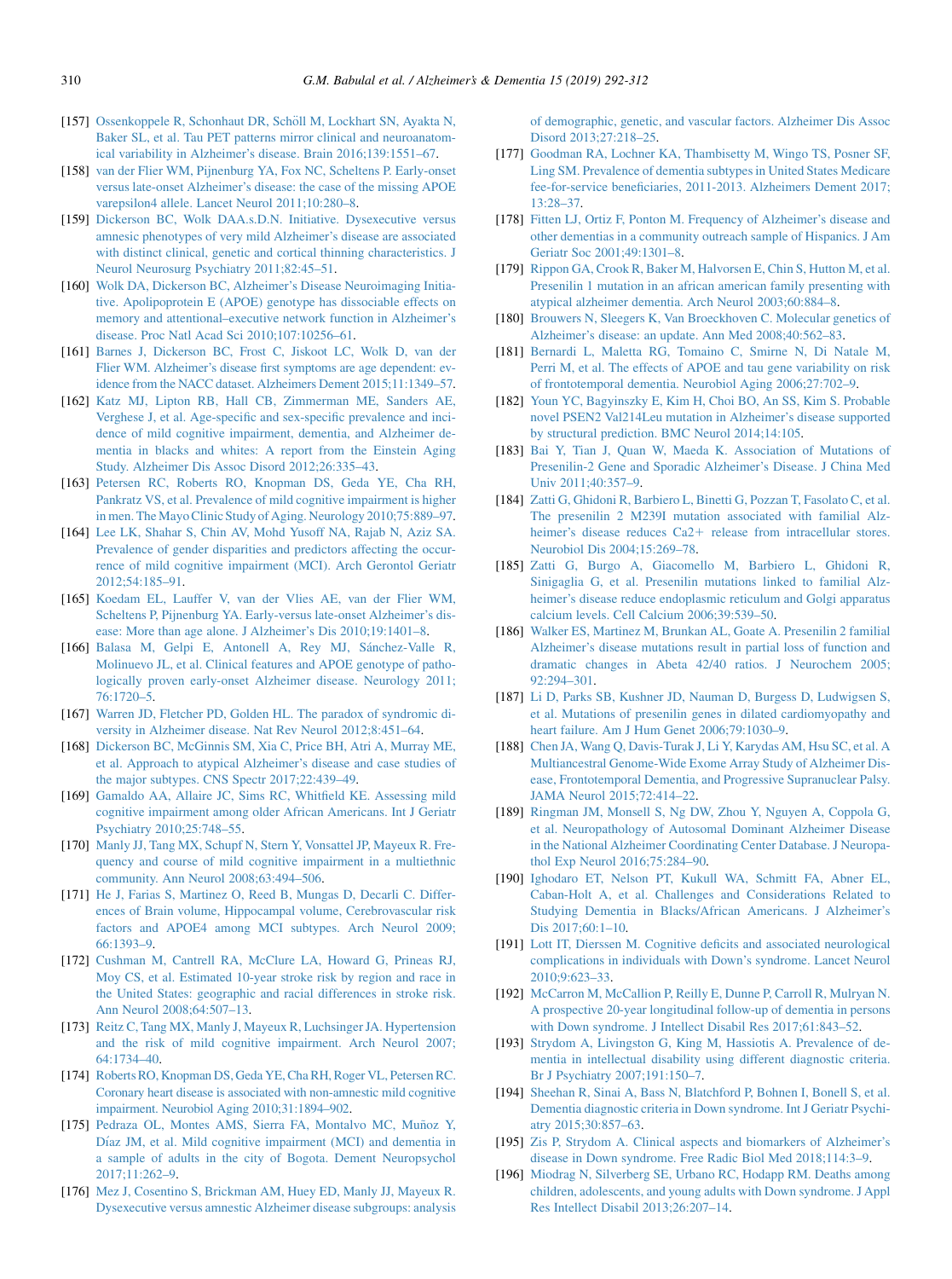[157] Ossenkoppele R, Schonhaut DR, Schöll M, Lockhart SN, Ayakta N, Baker SL, et al. Tau PET patterns mirror clinical and neuroanatomical variability in Alzheimer's disease. Brain 2016;139:1551–67.

[158] van der Flier WM, Pijnenburg YA, Fox NC, Scheltens P. Early-onset versus late-onset Alzheimer's disease: the case of the missing APOE varepsilon4 allele. Lancet Neurol 2011;10:280–8.

[159] Dickerson BC, Wolk DAA.s.D.N. Initiative. Dysexecutive versus amnesic phenotypes of very mild Alzheimer's disease are associated with distinct clinical, genetic and cortical thinning characteristics. J Neurol Neurosurg Psychiatry 2011;82:45–51.

[160] Wolk DA, Dickerson BC, Alzheimer's Disease Neuroimaging Initiative. Apolipoprotein E (APOE) genotype has dissociable effects on memory and attentional–executive network function in Alzheimer's disease. Proc Natl Acad Sci 2010;107:10256–61.

[161] Barnes J, Dickerson BC, Frost C, Jiskoot LC, Wolk D, van der Flier WM. Alzheimer's disease first symptoms are age dependent: evidence from the NACC dataset. Alzheimers Dement 2015;11:1349–57.

[162] Katz MJ, Lipton RB, Hall CB, Zimmerman ME, Sanders AE, Verghese J, et al. Age-specific and sex-specific prevalence and incidence of mild cognitive impairment, dementia, and Alzheimer dementia in blacks and whites: A report from the Einstein Aging Study. Alzheimer Dis Assoc Disord 2012;26:335–43.

[163] Petersen RC, Roberts RO, Knopman DS, Geda YE, Cha RH, Pankratz VS, et al. Prevalence of mild cognitive impairment is higher in men. The Mayo Clinic Study of Aging. Neurology 2010;75:889–97.

[164] Lee LK, Shahar S, Chin AV, Mohd Yusoff NA, Rajab N, Aziz SA. Prevalence of gender disparities and predictors affecting the occurrence of mild cognitive impairment (MCI). Arch Gerontol Geriatr 2012;54:185–91.

[165] Koedam EL, Lauffer V, van der Vlies AE, van der Flier WM, Scheltens P, Pijnenburg YA. Early-versus late-onset Alzheimer's disease: More than age alone. J Alzheimer's Dis 2010;19:1401–8.

[166] Balasa M, Gelpi E, Antonell A, Rey MJ, Sánchez-Valle R, Molinuevo JL, et al. Clinical features and APOE genotype of pathologically proven early-onset Alzheimer disease. Neurology 2011; 76:1720–5.

[167] Warren JD, Fletcher PD, Golden HL. The paradox of syndromic diversity in Alzheimer disease. Nat Rev Neurol 2012;8:451–64.

[168] Dickerson BC, McGinnis SM, Xia C, Price BH, Atri A, Murray ME, et al. Approach to atypical Alzheimer's disease and case studies of the major subtypes. CNS Spectr 2017;22:439–49.

[169] Gamaldo AA, Allaire JC, Sims RC, Whitfield KE. Assessing mild cognitive impairment among older African Americans. Int J Geriatr Psychiatry 2010;25:748–55.

[170] Manly JJ, Tang MX, Schupf N, Stern Y, Vonsattel JP, Mayeux R. Frequency and course of mild cognitive impairment in a multiethnic community. Ann Neurol 2008;63:494–506.

[171] He J, Farias S, Martinez O, Reed B, Mungas D, Decarli C. Differences of Brain volume, Hippocampal volume, Cerebrovascular risk factors and APOE4 among MCI subtypes. Arch Neurol 2009; 66:1393–9.

[172] Cushman M, Cantrell RA, McClure LA, Howard G, Prineas RJ, Moy CS, et al. Estimated 10-year stroke risk by region and race in the United States: geographic and racial differences in stroke risk. Ann Neurol 2008;64:507–13.

[173] Reitz C, Tang MX, Manly J, Mayeux R, Luchsinger JA. Hypertension and the risk of mild cognitive impairment. Arch Neurol 2007; 64:1734–40.

[174] Roberts RO, Knopman DS, Geda YE, Cha RH, Roger VL, Petersen RC. Coronary heart disease is associated with non-amnestic mild cognitive impairment. Neurobiol Aging 2010;31:1894–902.

[175] Pedraza OL, Montes AMS, Sierra FA, Montalvo MC, Muñoz Y, Díaz JM, et al. Mild cognitive impairment (MCI) and dementia in a sample of adults in the city of Bogota. Dement Neuropsychol 2017;11:262–9.

[176] Mez J, Cosentino S, Brickman AM, Huey ED, Manly JJ, Mayeux R. Dysexecutive versus amnestic Alzheimer disease subgroups: analysis of demographic, genetic, and vascular factors. Alzheimer Dis Assoc Disord 2013;27:218–25.

[177] Goodman RA, Lochner KA, Thambisetty M, Wingo TS, Posner SF, Ling SM. Prevalence of dementia subtypes in United States Medicare fee-for-service beneficiaries, 2011-2013. Alzheimers Dement 2017; 13:28–37.

[178] Fitten LJ, Ortiz F, Ponton M. Frequency of Alzheimer's disease and other dementias in a community outreach sample of Hispanics. J Am Geriatr Soc 2001;49:1301–8.

[179] Rippon GA, Crook R, Baker M, Halvorsen E, Chin S, Hutton M, et al. Presenilin 1 mutation in an african american family presenting with atypical alzheimer dementia. Arch Neurol 2003;60:884–8.

[180] Brouwers N, Sleegers K, Van Broeckhoven C. Molecular genetics of Alzheimer's disease: an update. Ann Med 2008;40:562–83.

[181] Bernardi L, Maletta RG, Tomaino C, Smirne N, Di Natale M, Perri M, et al. The effects of APOE and tau gene variability on risk of frontotemporal dementia. Neurobiol Aging 2006;27:702–9.

[182] Youn YC, Bagyinszky E, Kim H, Choi BO, An SS, Kim S. Probable novel PSEN2 Val214Leu mutation in Alzheimer's disease supported by structural prediction. BMC Neurol 2014;14:105.

[183] Bai Y, Tian J, Quan W, Maeda K. Association of Mutations of Presenilin-2 Gene and Sporadic Alzheimer's Disease. J China Med Univ 2011;40:357–9.

[184] Zatti G, Ghidoni R, Barbiero L, Binetti G, Pozzan T, Fasolato C, et al. The presenilin 2 M239I mutation associated with familial Alzheimer's disease reduces Ca2+ release from intracellular stores. Neurobiol Dis 2004;15:269–78.

[185] Zatti G, Burgo A, Giacomello M, Barbiero L, Ghidoni R, Sinigaglia G, et al. Presenilin mutations linked to familial Alzheimer's disease reduce endoplasmic reticulum and Golgi apparatus calcium levels. Cell Calcium 2006;39:539–50.

[186] Walker ES, Martinez M, Brunkan AL, Goate A. Presenilin 2 familial Alzheimer's disease mutations result in partial loss of function and dramatic changes in Abeta 42/40 ratios. J Neurochem 2005; 92:294–301.

[187] Li D, Parks SB, Kushner JD, Nauman D, Burgess D, Ludwigsen S, et al. Mutations of presenilin genes in dilated cardiomyopathy and heart failure. Am J Hum Genet 2006;79:1030–9.

[188] Chen JA, Wang Q, Davis-Turak J, Li Y, Karydas AM, Hsu SC, et al. A Multiancestral Genome-Wide Exome Array Study of Alzheimer Disease, Frontotemporal Dementia, and Progressive Supranuclear Palsy. JAMA Neurol 2015;72:414–22.

[189] Ringman JM, Monsell S, Ng DW, Zhou Y, Nguyen A, Coppola G, et al. Neuropathology of Autosomal Dominant Alzheimer Disease in the National Alzheimer Coordinating Center Database. J Neuropathol Exp Neurol 2016;75:284–90.

[190] Ighodaro ET, Nelson PT, Kukull WA, Schmitt FA, Abner EL, Caban-Holt A, et al. Challenges and Considerations Related to Studying Dementia in Blacks/African Americans. J Alzheimer's Dis 2017;60:1–10.

[191] Lott IT, Dierssen M. Cognitive deficits and associated neurological complications in individuals with Down's syndrome. Lancet Neurol 2010;9:623–33.

[192] McCarron M, McCallion P, Reilly E, Dunne P, Carroll R, Mulryan N. A prospective 20-year longitudinal follow-up of dementia in persons with Down syndrome. J Intellect Disabil Res 2017;61:843–52.

[193] Strydom A, Livingston G, King M, Hassiotis A. Prevalence of dementia in intellectual disability using different diagnostic criteria. Br J Psychiatry 2007;191:150–7.

[194] Sheehan R, Sinai A, Bass N, Blatchford P, Bohnen I, Bonell S, et al. Dementia diagnostic criteria in Down syndrome. Int J Geriatr Psychiatry 2015;30:857–63.

[195] Zis P, Strydom A. Clinical aspects and biomarkers of Alzheimer's disease in Down syndrome. Free Radic Biol Med 2018;114:3–9.

[196] Miodrag N, Silverberg SE, Urbano RC, Hodapp RM. Deaths among children, adolescents, and young adults with Down syndrome. J Appl Res Intellect Disabil 2013;26:207–14.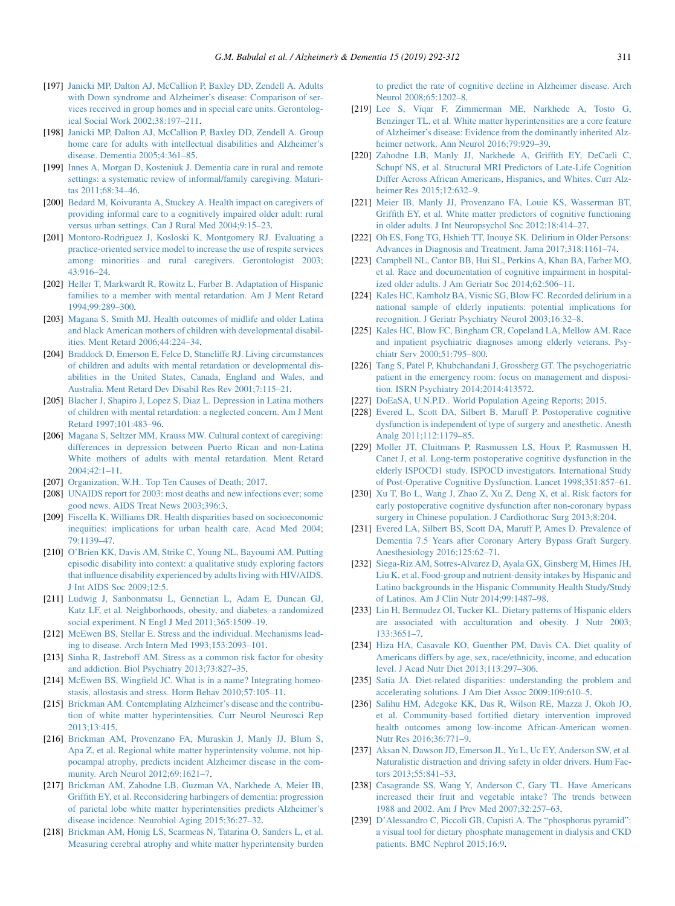[197] Janicki MP, Dalton AJ, McCallion P, Baxley DD, Zendell A. Adults with Down syndrome and Alzheimer's disease: Comparison of services received in group homes and in special care units. Gerontological Social Work 2002;38:197–211.

[198] Janicki MP, Dalton AJ, McCallion P, Baxley DD, Zendell A. Group home care for adults with intellectual disabilities and Alzheimer's disease. Dementia 2005;4:361–85.

[199] Innes A, Morgan D, Kosteniuk J. Dementia care in rural and remote settings: a systematic review of informal/family caregiving. Maturitas 2011;68:34–46.

[200] Bedard M, Koivuranta A, Stuckey A. Health impact on caregivers of providing informal care to a cognitively impaired older adult: rural versus urban settings. Can J Rural Med 2004;9:15–23.

[201] Montoro-Rodriguez J, Kosloski K, Montgomery RJ. Evaluating a practice-oriented service model to increase the use of respite services among minorities and rural caregivers. Gerontologist 2003; 43:916–24.

[202] Heller T, Markwardt R, Rowitz L, Farber B. Adaptation of Hispanic families to a member with mental retardation. Am J Ment Retard 1994;99:289–300.

[203] Magana S, Smith MJ. Health outcomes of midlife and older Latina and black American mothers of children with developmental disabilities. Ment Retard 2006;44:224–34.

[204] Braddock D, Emerson E, Felce D, Stancliffe RJ. Living circumstances of children and adults with mental retardation or developmental disabilities in the United States, Canada, England and Wales, and Australia. Ment Retard Dev Disabil Res Rev 2001;7:115–21.

[205] Blacher J, Shapiro J, Lopez S, Diaz L. Depression in Latina mothers of children with mental retardation: a neglected concern. Am J Ment Retard 1997;101:483–96.

[206] Magana S, Seltzer MM, Krauss MW. Cultural context of caregiving: differences in depression between Puerto Rican and non-Latina White mothers of adults with mental retardation. Ment Retard 2004;42:1–11.

[207] Organization, W.H.. Top Ten Causes of Death; 2017.

[208] UNAIDS report for 2003: most deaths and new infections ever; some good news. AIDS Treat News 2003;396:3.

[209] Fiscella K, Williams DR. Health disparities based on socioeconomic inequities: implications for urban health care. Acad Med 2004; 79:1139–47.

[210] O'Brien KK, Davis AM, Strike C, Young NL, Bayoumi AM. Putting episodic disability into context: a qualitative study exploring factors that influence disability experienced by adults living with HIV/AIDS. J Int AIDS Soc 2009;12:5.

[211] Ludwig J, Sanbonmatsu L, Gennetian L, Adam E, Duncan GJ, Katz LF, et al. Neighborhoods, obesity, and diabetes–a randomized social experiment. N Engl J Med 2011;365:1509–19.

[212] McEwen BS, Stellar E. Stress and the individual. Mechanisms leading to disease. Arch Intern Med 1993;153:2093–101.

[213] Sinha R, Jastreboff AM. Stress as a common risk factor for obesity and addiction. Biol Psychiatry 2013;73:827–35.

[214] McEwen BS, Wingfield JC. What is in a name? Integrating homeostasis, allostasis and stress. Horm Behav 2010;57:105–11.

[215] Brickman AM. Contemplating Alzheimer's disease and the contribution of white matter hyperintensities. Curr Neurol Neurosci Rep 2013;13:415.

[216] Brickman AM, Provenzano FA, Muraskin J, Manly JJ, Blum S, Apa Z, et al. Regional white matter hyperintensity volume, not hippocampal atrophy, predicts incident Alzheimer disease in the community. Arch Neurol 2012;69:1621–7.

[217] Brickman AM, Zahodne LB, Guzman VA, Narkhede A, Meier IB, Griffith EY, et al. Reconsidering harbingers of dementia: progression of parietal lobe white matter hyperintensities predicts Alzheimer's disease incidence. Neurobiol Aging 2015;36:27–32.

[218] Brickman AM, Honig LS, Scarmeas N, Tatarina O, Sanders L, et al. Measuring cerebral atrophy and white matter hyperintensity burden to predict the rate of cognitive decline in Alzheimer disease. Arch Neurol 2008;65:1202–8.

[219] Lee S, Viqar F, Zimmerman ME, Narkhede A, Tosto G, Benzinger TL, et al. White matter hyperintensities are a core feature of Alzheimer's disease: Evidence from the dominantly inherited Alzheimer network. Ann Neurol 2016;79:929–39.

[220] Zahodne LB, Manly JJ, Narkhede A, Griffith EY, DeCarli C, Schupf NS, et al. Structural MRI Predictors of Late-Life Cognition Differ Across African Americans, Hispanics, and Whites. Curr Alzheimer Res 2015;12:632–9.

[221] Meier IB, Manly JJ, Provenzano FA, Louie KS, Wasserman BT, Griffith EY, et al. White matter predictors of cognitive functioning in older adults. J Int Neuropsychol Soc 2012;18:414–27.

[222] Oh ES, Fong TG, Hshieh TT, Inouye SK. Delirium in Older Persons: Advances in Diagnosis and Treatment. Jama 2017;318:1161–74.

[223] Campbell NL, Cantor BB, Hui SL, Perkins A, Khan BA, Farber MO, et al. Race and documentation of cognitive impairment in hospitalized older adults. J Am Geriatr Soc 2014;62:506–11.

[224] Kales HC, Kamholz BA, Visnic SG, Blow FC. Recorded delirium in a national sample of elderly inpatients: potential implications for recognition. J Geriatr Psychiatry Neurol 2003;16:32–8.

[225] Kales HC, Blow FC, Bingham CR, Copeland LA, Mellow AM. Race and inpatient psychiatric diagnoses among elderly veterans. Psychiatr Serv 2000;51:795–800.

[226] Tang S, Patel P, Khubchandani J, Grossberg GT. The psychogeriatric patient in the emergency room: focus on management and disposition. ISRN Psychiatry 2014;2014:413572.

[227] DoEaSA, U.N.P.D.. World Population Ageing Reports; 2015.

[228] Evered L, Scott DA, Silbert B, Maruff P. Postoperative cognitive dysfunction is independent of type of surgery and anesthetic. Anesth Analg 2011;112:1179–85.

[229] Moller JT, Cluitmans P, Rasmussen LS, Houx P, Rasmussen H, Canet J, et al. Long-term postoperative cognitive dysfunction in the elderly ISPOCD1 study. ISPOCD investigators. International Study of Post-Operative Cognitive Dysfunction. Lancet 1998;351:857–61.

[230] Xu T, Bo L, Wang J, Zhao Z, Xu Z, Deng X, et al. Risk factors for early postoperative cognitive dysfunction after non-coronary bypass surgery in Chinese population. J Cardiothorac Surg 2013;8:204.

[231] Evered LA, Silbert BS, Scott DA, Maruff P, Ames D. Prevalence of Dementia 7.5 Years after Coronary Artery Bypass Graft Surgery. Anesthesiology 2016;125:62–71.

[232] Siega-Riz AM, Sotres-Alvarez D, Ayala GX, Ginsberg M, Himes JH, Liu K, et al. Food-group and nutrient-density intakes by Hispanic and Latino backgrounds in the Hispanic Community Health Study/Study of Latinos. Am J Clin Nutr 2014;99:1487–98.

[233] Lin H, Bermudez OI, Tucker KL. Dietary patterns of Hispanic elders are associated with acculturation and obesity. J Nutr 2003; 133:3651–7.

[234] Hiza HA, Casavale KO, Guenther PM, Davis CA. Diet quality of Americans differs by age, sex, race/ethnicity, income, and education level. J Acad Nutr Diet 2013;113:297–306.

[235] Satia JA. Diet-related disparities: understanding the problem and accelerating solutions. J Am Diet Assoc 2009;109:610–5.

[236] Salihu HM, Adegoke KK, Das R, Wilson RE, Mazza J, Okoh JO, et al. Community-based fortified dietary intervention improved health outcomes among low-income African-American women. Nutr Res 2016;36:771–9.

[237] Aksan N, Dawson JD, Emerson JL, Yu L, Uc EY, Anderson SW, et al. Naturalistic distraction and driving safety in older drivers. Hum Factors 2013;55:841–53.

[238] Casagrande SS, Wang Y, Anderson C, Gary TL. Have Americans increased their fruit and vegetable intake? The trends between 1988 and 2002. Am J Prev Med 2007;32:257–63.

[239] D'Alessandro C, Piccoli GB, Cupisti A. The "phosphorus pyramid": a visual tool for dietary phosphate management in dialysis and CKD patients. BMC Nephrol 2015;16:9.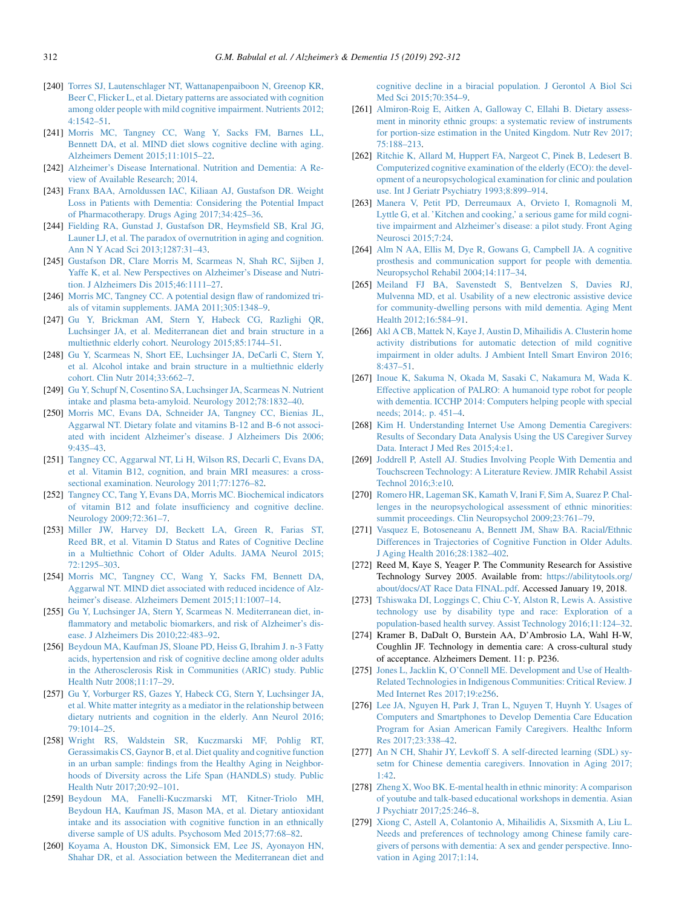[240] Torres SJ, Lautenschlager NT, Wattanapenpaiboon N, Greenop KR, Beer C, Flicker L, et al. Dietary patterns are associated with cognition among older people with mild cognitive impairment. Nutrients 2012; 4:1542–51.

[241] Morris MC, Tangney CC, Wang Y, Sacks FM, Barnes LL, Bennett DA, et al. MIND diet slows cognitive decline with aging. Alzheimers Dement 2015;11:1015–22.

[242] Alzheimer's Disease International. Nutrition and Dementia: A Review of Available Research; 2014.

[243] Franx BAA, Arnoldussen IAC, Kiliaan AJ, Gustafson DR. Weight Loss in Patients with Dementia: Considering the Potential Impact of Pharmacotherapy. Drugs Aging 2017;34:425–36.

[244] Fielding RA, Gunstad J, Gustafson DR, Heymsfield SB, Kral JG, Launer LJ, et al. The paradox of overnutrition in aging and cognition. Ann N Y Acad Sci 2013;1287:31–43.

[245] Gustafson DR, Clare Morris M, Scarmeas N, Shah RC, Sijben J, Yaffe K, et al. New Perspectives on Alzheimer's Disease and Nutrition. J Alzheimers Dis 2015;46:1111–27.

[246] Morris MC, Tangney CC. A potential design flaw of randomized trials of vitamin supplements. JAMA 2011;305:1348–9.

[247] Gu Y, Brickman AM, Stern Y, Habeck CG, Razlighi QR, Luchsinger JA, et al. Mediterranean diet and brain structure in a multiethnic elderly cohort. Neurology 2015;85:1744–51.

[248] Gu Y, Scarmeas N, Short EE, Luchsinger JA, DeCarli C, Stern Y, et al. Alcohol intake and brain structure in a multiethnic elderly cohort. Clin Nutr 2014;33:662–7.

[249] Gu Y, Schupf N, Cosentino SA, Luchsinger JA, Scarmeas N. Nutrient intake and plasma beta-amyloid. Neurology 2012;78:1832–40.

[250] Morris MC, Evans DA, Schneider JA, Tangney CC, Bienias JL, Aggarwal NT. Dietary folate and vitamins B-12 and B-6 not associated with incident Alzheimer's disease. J Alzheimers Dis 2006; 9:435–43.

[251] Tangney CC, Aggarwal NT, Li H, Wilson RS, Decarli C, Evans DA, et al. Vitamin B12, cognition, and brain MRI measures: a cross-sectional examination. Neurology 2011;77:1276–82.

[252] Tangney CC, Tang Y, Evans DA, Morris MC. Biochemical indicators of vitamin B12 and folate insufficiency and cognitive decline. Neurology 2009;72:361–7.

[253] Miller JW, Harvey DJ, Beckett LA, Green R, Farias ST, Reed BR, et al. Vitamin D Status and Rates of Cognitive Decline in a Multiethnic Cohort of Older Adults. JAMA Neurol 2015; 72:1295–303.

[254] Morris MC, Tangney CC, Wang Y, Sacks FM, Bennett DA, Aggarwal NT. MIND diet associated with reduced incidence of Alzheimer's disease. Alzheimers Dement 2015;11:1007–14.

[255] Gu Y, Luchsinger JA, Stern Y, Scarmeas N. Mediterranean diet, inflammatory and metabolic biomarkers, and risk of Alzheimer's disease. J Alzheimers Dis 2010;22:483–92.

[256] Beydoun MA, Kaufman JS, Sloane PD, Heiss G, Ibrahim J. n-3 Fatty acids, hypertension and risk of cognitive decline among older adults in the Atherosclerosis Risk in Communities (ARIC) study. Public Health Nutr 2008;11:17–29.

[257] Gu Y, Vorburger RS, Gazes Y, Habeck CG, Stern Y, Luchsinger JA, et al. White matter integrity as a mediator in the relationship between dietary nutrients and cognition in the elderly. Ann Neurol 2016; 79:1014–25.

[258] Wright RS, Waldstein SR, Kuczmarski MF, Pohlig RT, Gerassimakis CS, Gaynor B, et al. Diet quality and cognitive function in an urban sample: findings from the Healthy Aging in Neighborhoods of Diversity across the Life Span (HANDLS) study. Public Health Nutr 2017;20:92–101.

[259] Beydoun MA, Fanelli-Kuczmarski MT, Kitner-Triolo MH, Beydoun HA, Kaufman JS, Mason MA, et al. Dietary antioxidant intake and its association with cognitive function in an ethnically diverse sample of US adults. Psychosom Med 2015;77:68–82.

[260] Koyama A, Houston DK, Simonsick EM, Lee JS, Ayonayon HN, Shahar DR, et al. Association between the Mediterranean diet and cognitive decline in a biracial population. J Gerontol A Biol Sci Med Sci 2015;70:354–9.

[261] Almiron-Roig E, Aitken A, Galloway C, Ellahi B. Dietary assessment in minority ethnic groups: a systematic review of instruments for portion-size estimation in the United Kingdom. Nutr Rev 2017; 75:188–213.

[262] Ritchie K, Allard M, Huppert FA, Nargeot C, Pinek B, Ledesert B. Computerized cognitive examination of the elderly (ECO): the development of a neuropsychological examination for clinic and poulation use. Int J Geriatr Psychiatry 1993;8:899–914.

[263] Manera V, Petit PD, Derreumaux A, Orvieto I, Romagnoli M, Lyttle G, et al. 'Kitchen and cooking,' a serious game for mild cognitive impairment and Alzheimer's disease: a pilot study. Front Aging Neurosci 2015;7:24.

[264] Alm N AA, Ellis M, Dye R, Gowans G, Campbell JA. A cognitive prosthesis and communication support for people with dementia. Neuropsychol Rehabil 2004;14:117–34.

[265] Meiland FJ BA, Savenstedt S, Bentvelzen S, Davies RJ, Mulvenna MD, et al. Usability of a new electronic assistive device for community-dwelling persons with mild dementia. Aging Ment Health 2012;16:584–91.

[266] Akl A CB, Mattek N, Kaye J, Austin D, Mihailidis A. Clusterin home activity distributions for automatic detection of mild cognitive impairment in older adults. J Ambient Intell Smart Environ 2016; 8:437–51.

[267] Inoue K, Sakuma N, Okada M, Sasaki C, Nakamura M, Wada K. Effective application of PALRO: A humanoid type robot for people with dementia. ICCHP 2014: Computers helping people with special needs; 2014;. p. 451–4.

[268] Kim H. Understanding Internet Use Among Dementia Caregivers: Results of Secondary Data Analysis Using the US Caregiver Survey Data. Interact J Med Res 2015;4:e1.

[269] Joddrell P, Astell AJ. Studies Involving People With Dementia and Touchscreen Technology: A Literature Review. JMIR Rehabil Assist Technol 2016;3:e10.

[270] Romero HR, Lageman SK, Kamath V, Irani F, Sim A, Suarez P. Challenges in the neuropsychological assessment of ethnic minorities: summit proceedings. Clin Neuropsychol 2009;23:761–79.

[271] Vasquez E, Botoseneanu A, Bennett JM, Shaw BA. Racial/Ethnic Differences in Trajectories of Cognitive Function in Older Adults. J Aging Health 2016;28:1382–402.

[272] Reed M, Kaye S, Yeager P. The Community Research for Assistive Technology Survey 2005. Available from: https://abilitytools.org/about/docs/AT Race Data FINAL.pdf. Accessed January 19, 2018.

[273] Tshiswaka DI, Loggings C, Chiu C-Y, Alston R, Lewis A. Assistive technology use by disability type and race: Exploration of a population-based health survey. Assist Technology 2016;11:124–32.

[274] Kramer B, DaDalt O, Burstein AA, D'Ambrosio LA, Wahl H-W, Coughlin JF. Technology in dementia care: A cross-cultural study of acceptance. Alzheimers Dement. 11: p. P236.

[275] Jones L, Jacklin K, O'Connell ME. Development and Use of Health-Related Technologies in Indigenous Communities: Critical Review. J Med Internet Res 2017;19:e256.

[276] Lee JA, Nguyen H, Park J, Tran L, Nguyen T, Huynh Y. Usages of Computers and Smartphones to Develop Dementia Care Education Program for Asian American Family Caregivers. Healthc Inform Res 2017;23:338–42.

[277] An N CH, Shahir JY, Levkoff S. A self-directed learning (SDL) sy-setm for Chinese dementia caregivers. Innovation in Aging 2017; 1:42.

[278] Zheng X, Woo BK. E-mental health in ethnic minority: A comparison of youtube and talk-based educational workshops in dementia. Asian J Psychiatr 2017;25:246–8.

[279] Xiong C, Astell A, Colantonio A, Mihailidis A, Sixsmith A, Liu L. Needs and preferences of technology among Chinese family caregivers of persons with dementia: A sex and gender perspective. Innovation in Aging 2017;1:14.